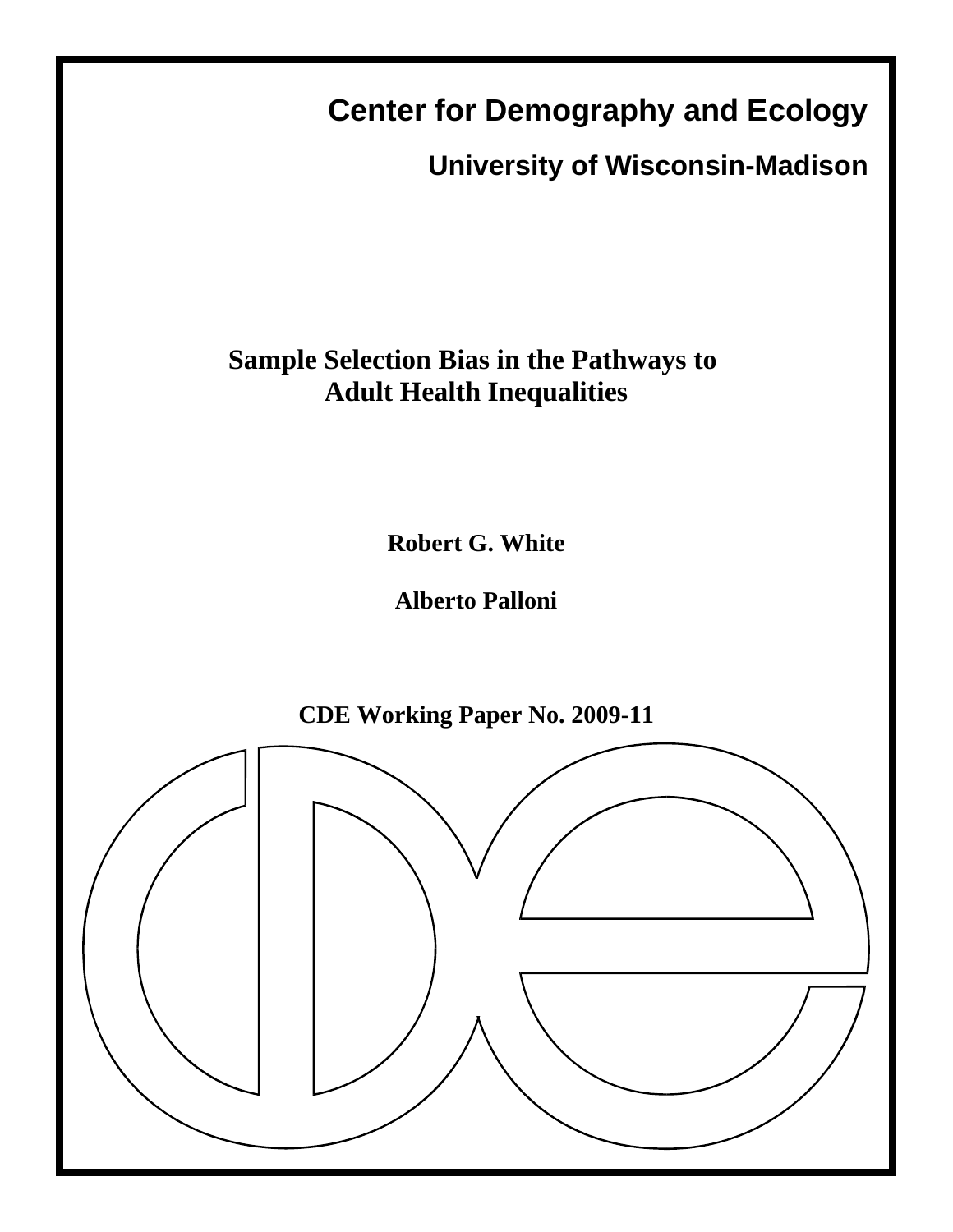**Center for Demography and Ecology**

**University of Wisconsin-Madison**

# Sample Selection Bias in the Pathways to Adult Health Inequalities

**Robert G. White**

**Alberto Palloni**

**CDE Working Paper No. 2009-11**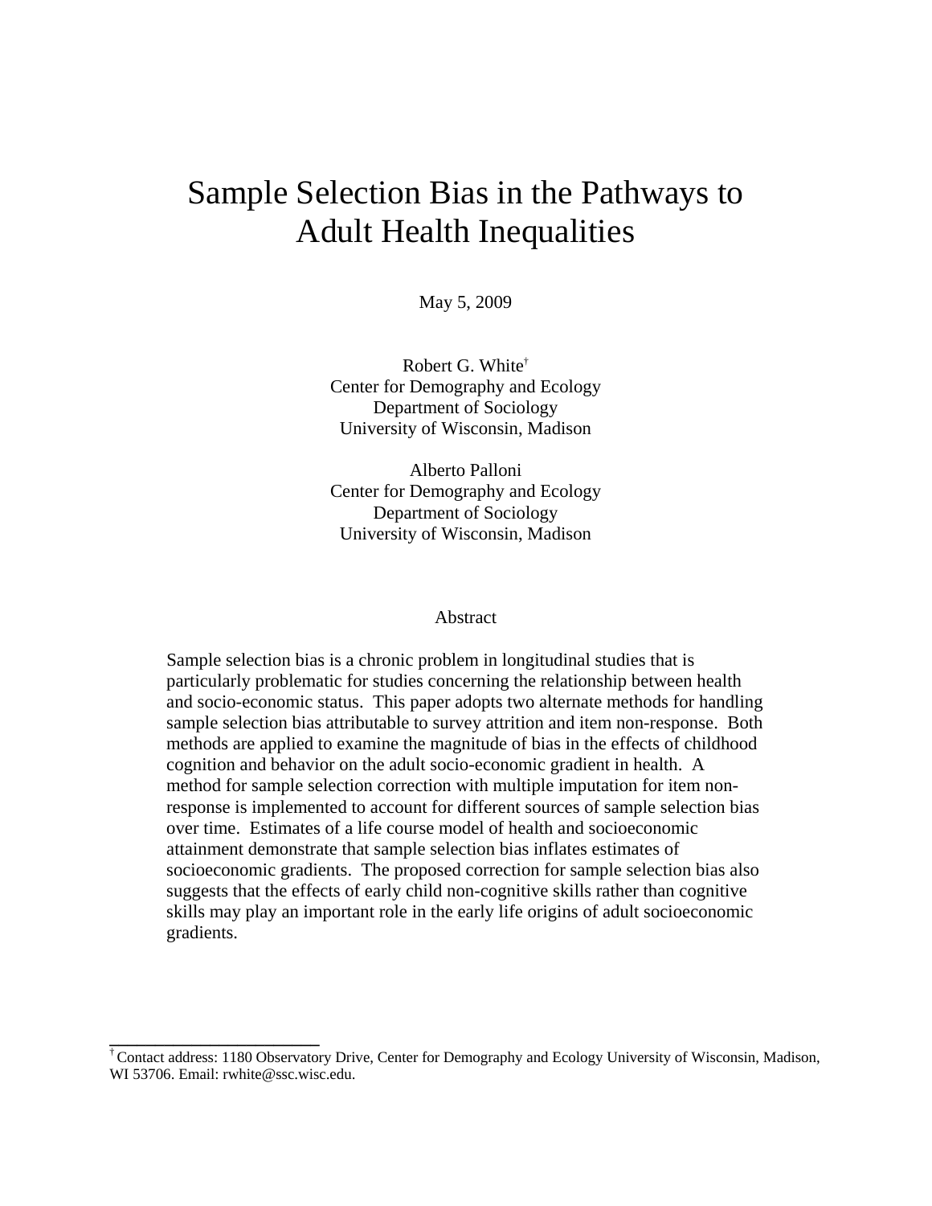# Sample Selection Bias in the Pathways to Adult Health Inequalities

May 5, 2009

Robert G. White[†]
Center for Demography and Ecology
Department of Sociology
University of Wisconsin, Madison

Alberto Palloni
Center for Demography and Ecology
Department of Sociology
University of Wisconsin, Madison

## Abstract

Sample selection bias is a chronic problem in longitudinal studies that is particularly problematic for studies concerning the relationship between health and socio-economic status. This paper adopts two alternate methods for handling sample selection bias attributable to survey attrition and item non-response. Both methods are applied to examine the magnitude of bias in the effects of childhood cognition and behavior on the adult socio-economic gradient in health. A method for sample selection correction with multiple imputation for item non-response is implemented to account for different sources of sample selection bias over time. Estimates of a life course model of health and socioeconomic attainment demonstrate that sample selection bias inflates estimates of socioeconomic gradients. The proposed correction for sample selection bias also suggests that the effects of early child non-cognitive skills rather than cognitive skills may play an important role in the early life origins of adult socioeconomic gradients.

---

[†] Contact address: 1180 Observatory Drive, Center for Demography and Ecology University of Wisconsin, Madison, WI 53706. Email: rwhite@ssc.wisc.edu.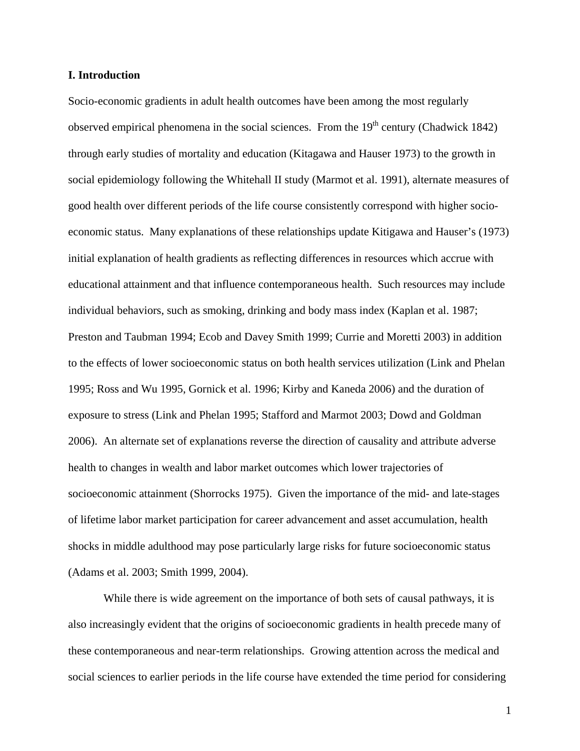## I. Introduction

Socio-economic gradients in adult health outcomes have been among the most regularly observed empirical phenomena in the social sciences. From the 19th century (Chadwick 1842) through early studies of mortality and education (Kitagawa and Hauser 1973) to the growth in social epidemiology following the Whitehall II study (Marmot et al. 1991), alternate measures of good health over different periods of the life course consistently correspond with higher socio-economic status. Many explanations of these relationships update Kitigawa and Hauser's (1973) initial explanation of health gradients as reflecting differences in resources which accrue with educational attainment and that influence contemporaneous health. Such resources may include individual behaviors, such as smoking, drinking and body mass index (Kaplan et al. 1987; Preston and Taubman 1994; Ecob and Davey Smith 1999; Currie and Moretti 2003) in addition to the effects of lower socioeconomic status on both health services utilization (Link and Phelan 1995; Ross and Wu 1995, Gornick et al. 1996; Kirby and Kaneda 2006) and the duration of exposure to stress (Link and Phelan 1995; Stafford and Marmot 2003; Dowd and Goldman 2006). An alternate set of explanations reverse the direction of causality and attribute adverse health to changes in wealth and labor market outcomes which lower trajectories of socioeconomic attainment (Shorrocks 1975). Given the importance of the mid- and late-stages of lifetime labor market participation for career advancement and asset accumulation, health shocks in middle adulthood may pose particularly large risks for future socioeconomic status (Adams et al. 2003; Smith 1999, 2004).

While there is wide agreement on the importance of both sets of causal pathways, it is also increasingly evident that the origins of socioeconomic gradients in health precede many of these contemporaneous and near-term relationships. Growing attention across the medical and social sciences to earlier periods in the life course have extended the time period for considering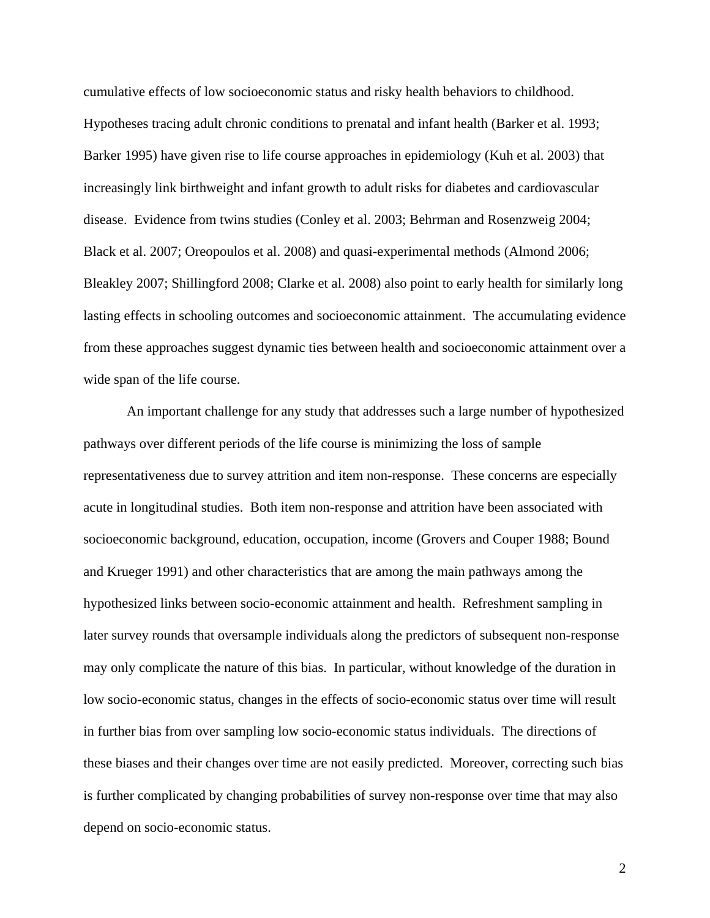cumulative effects of low socioeconomic status and risky health behaviors to childhood. Hypotheses tracing adult chronic conditions to prenatal and infant health (Barker et al. 1993; Barker 1995) have given rise to life course approaches in epidemiology (Kuh et al. 2003) that increasingly link birthweight and infant growth to adult risks for diabetes and cardiovascular disease. Evidence from twins studies (Conley et al. 2003; Behrman and Rosenzweig 2004; Black et al. 2007; Oreopoulos et al. 2008) and quasi-experimental methods (Almond 2006; Bleakley 2007; Shillingford 2008; Clarke et al. 2008) also point to early health for similarly long lasting effects in schooling outcomes and socioeconomic attainment. The accumulating evidence from these approaches suggest dynamic ties between health and socioeconomic attainment over a wide span of the life course.

An important challenge for any study that addresses such a large number of hypothesized pathways over different periods of the life course is minimizing the loss of sample representativeness due to survey attrition and item non-response. These concerns are especially acute in longitudinal studies. Both item non-response and attrition have been associated with socioeconomic background, education, occupation, income (Grovers and Couper 1988; Bound and Krueger 1991) and other characteristics that are among the main pathways among the hypothesized links between socio-economic attainment and health. Refreshment sampling in later survey rounds that oversample individuals along the predictors of subsequent non-response may only complicate the nature of this bias. In particular, without knowledge of the duration in low socio-economic status, changes in the effects of socio-economic status over time will result in further bias from over sampling low socio-economic status individuals. The directions of these biases and their changes over time are not easily predicted. Moreover, correcting such bias is further complicated by changing probabilities of survey non-response over time that may also depend on socio-economic status.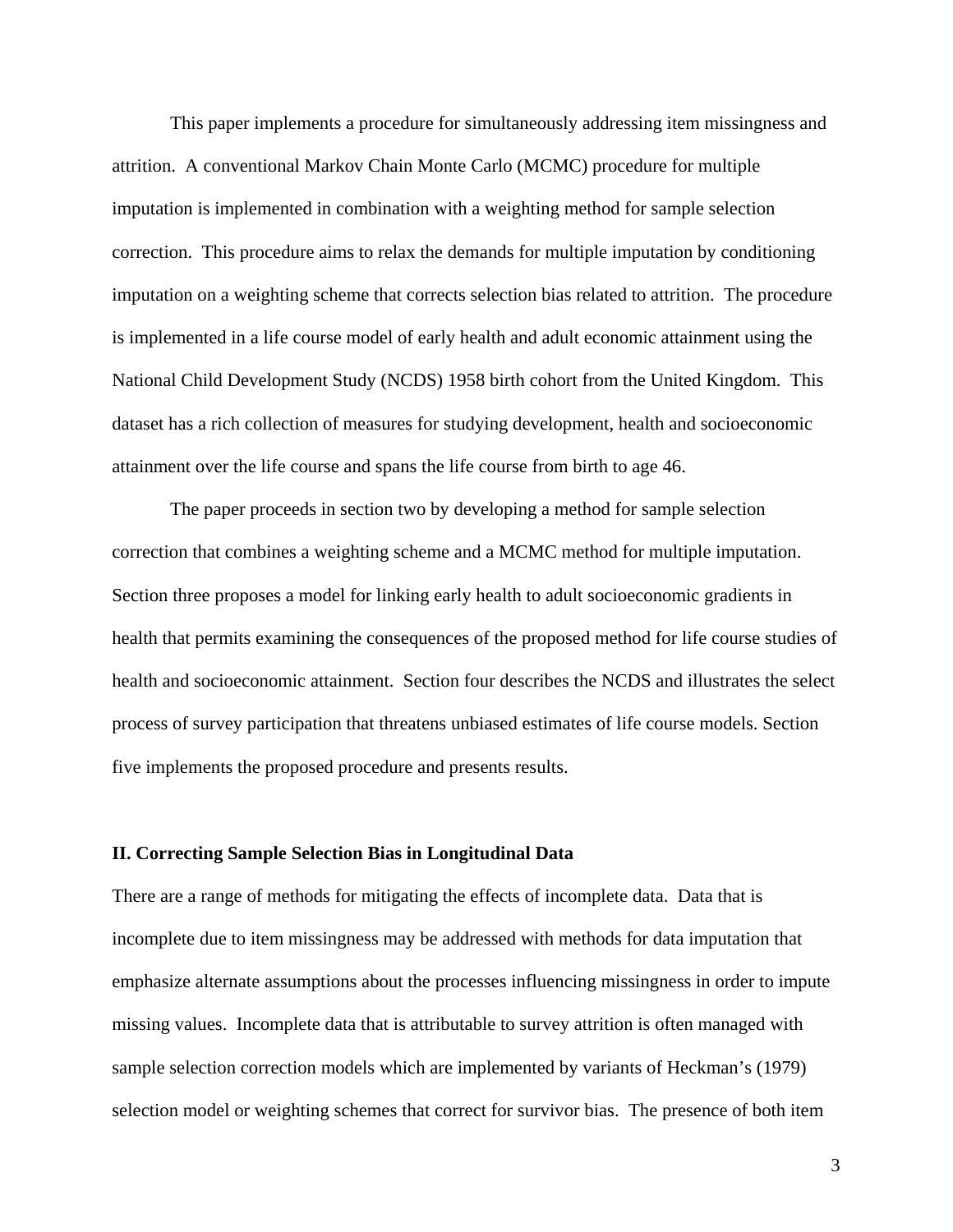This paper implements a procedure for simultaneously addressing item missingness and attrition. A conventional Markov Chain Monte Carlo (MCMC) procedure for multiple imputation is implemented in combination with a weighting method for sample selection correction. This procedure aims to relax the demands for multiple imputation by conditioning imputation on a weighting scheme that corrects selection bias related to attrition. The procedure is implemented in a life course model of early health and adult economic attainment using the National Child Development Study (NCDS) 1958 birth cohort from the United Kingdom. This dataset has a rich collection of measures for studying development, health and socioeconomic attainment over the life course and spans the life course from birth to age 46.

The paper proceeds in section two by developing a method for sample selection correction that combines a weighting scheme and a MCMC method for multiple imputation. Section three proposes a model for linking early health to adult socioeconomic gradients in health that permits examining the consequences of the proposed method for life course studies of health and socioeconomic attainment. Section four describes the NCDS and illustrates the select process of survey participation that threatens unbiased estimates of life course models. Section five implements the proposed procedure and presents results.

## II. Correcting Sample Selection Bias in Longitudinal Data

There are a range of methods for mitigating the effects of incomplete data. Data that is incomplete due to item missingness may be addressed with methods for data imputation that emphasize alternate assumptions about the processes influencing missingness in order to impute missing values. Incomplete data that is attributable to survey attrition is often managed with sample selection correction models which are implemented by variants of Heckman's (1979) selection model or weighting schemes that correct for survivor bias. The presence of both item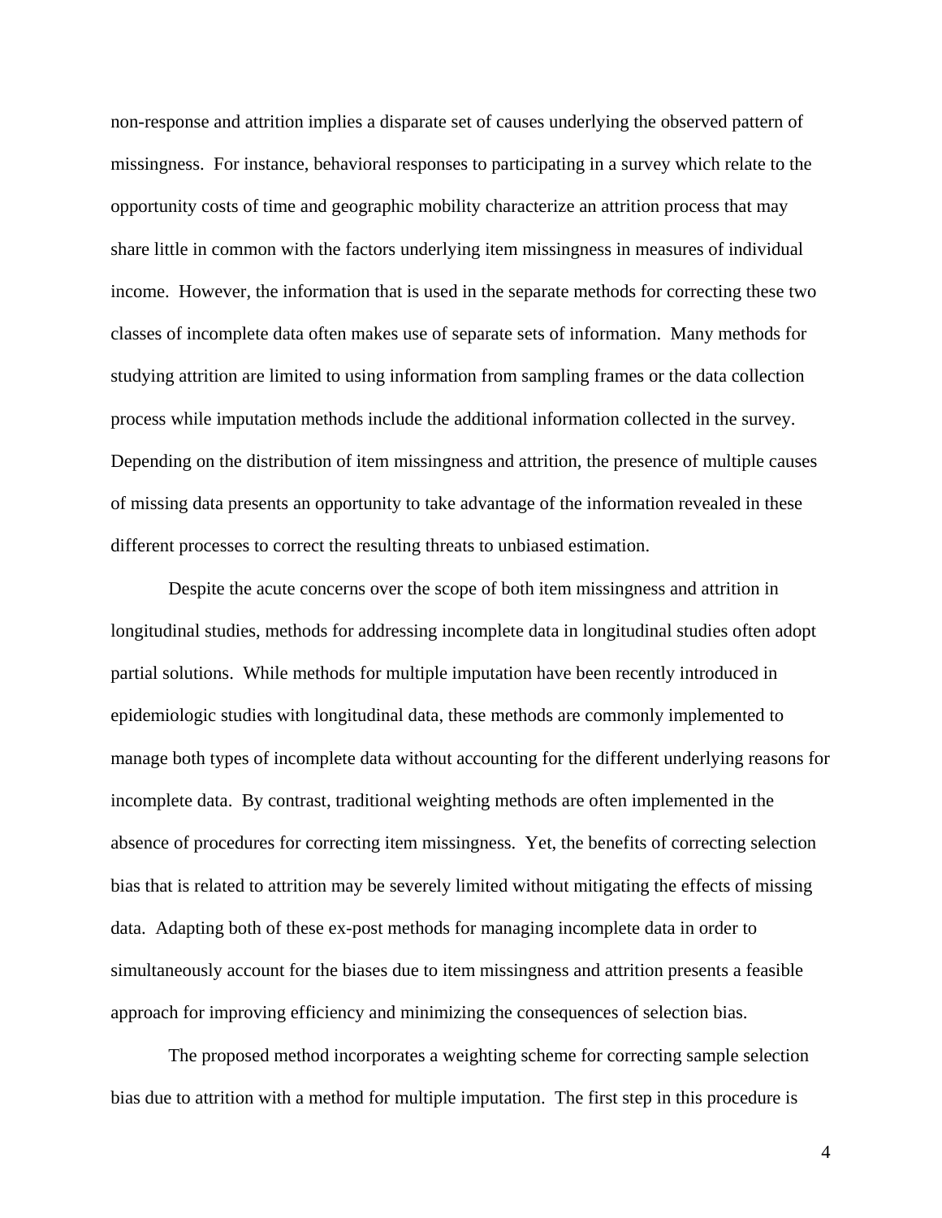non-response and attrition implies a disparate set of causes underlying the observed pattern of missingness. For instance, behavioral responses to participating in a survey which relate to the opportunity costs of time and geographic mobility characterize an attrition process that may share little in common with the factors underlying item missingness in measures of individual income. However, the information that is used in the separate methods for correcting these two classes of incomplete data often makes use of separate sets of information. Many methods for studying attrition are limited to using information from sampling frames or the data collection process while imputation methods include the additional information collected in the survey. Depending on the distribution of item missingness and attrition, the presence of multiple causes of missing data presents an opportunity to take advantage of the information revealed in these different processes to correct the resulting threats to unbiased estimation.

Despite the acute concerns over the scope of both item missingness and attrition in longitudinal studies, methods for addressing incomplete data in longitudinal studies often adopt partial solutions. While methods for multiple imputation have been recently introduced in epidemiologic studies with longitudinal data, these methods are commonly implemented to manage both types of incomplete data without accounting for the different underlying reasons for incomplete data. By contrast, traditional weighting methods are often implemented in the absence of procedures for correcting item missingness. Yet, the benefits of correcting selection bias that is related to attrition may be severely limited without mitigating the effects of missing data. Adapting both of these ex-post methods for managing incomplete data in order to simultaneously account for the biases due to item missingness and attrition presents a feasible approach for improving efficiency and minimizing the consequences of selection bias.

The proposed method incorporates a weighting scheme for correcting sample selection bias due to attrition with a method for multiple imputation. The first step in this procedure is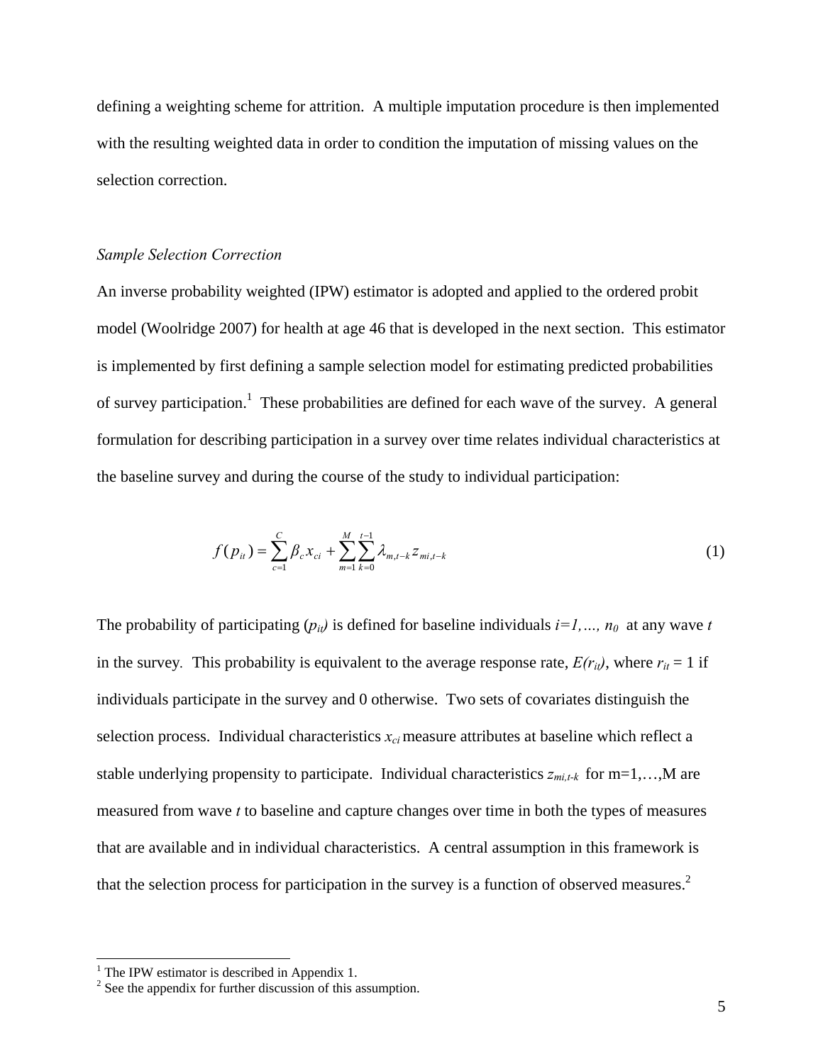defining a weighting scheme for attrition. A multiple imputation procedure is then implemented with the resulting weighted data in order to condition the imputation of missing values on the selection correction.

### *Sample Selection Correction*

An inverse probability weighted (IPW) estimator is adopted and applied to the ordered probit model (Woolridge 2007) for health at age 46 that is developed in the next section. This estimator is implemented by first defining a sample selection model for estimating predicted probabilities of survey participation.[1] These probabilities are defined for each wave of the survey. A general formulation for describing participation in a survey over time relates individual characteristics at the baseline survey and during the course of the study to individual participation:

$$f(p_{it}) = \sum_{c=1}^{C} \beta_c x_{ci} + \sum_{m=1}^{M} \sum_{k=0}^{t-1} \lambda_{m,t-k} z_{mi,t-k} \tag{1}$$

The probability of participating ($p_{it}$) is defined for baseline individuals $i=1,\ldots, n_0$ at any wave $t$ in the survey. This probability is equivalent to the average response rate, $E(r_{it})$, where $r_{it} = 1$ if individuals participate in the survey and 0 otherwise. Two sets of covariates distinguish the selection process. Individual characteristics $x_{ci}$ measure attributes at baseline which reflect a stable underlying propensity to participate. Individual characteristics $z_{mi,t-k}$ for $m=1,\ldots,M$ are measured from wave $t$ to baseline and capture changes over time in both the types of measures that are available and in individual characteristics. A central assumption in this framework is that the selection process for participation in the survey is a function of observed measures.[2]

---

[1] The IPW estimator is described in Appendix 1.

[2] See the appendix for further discussion of this assumption.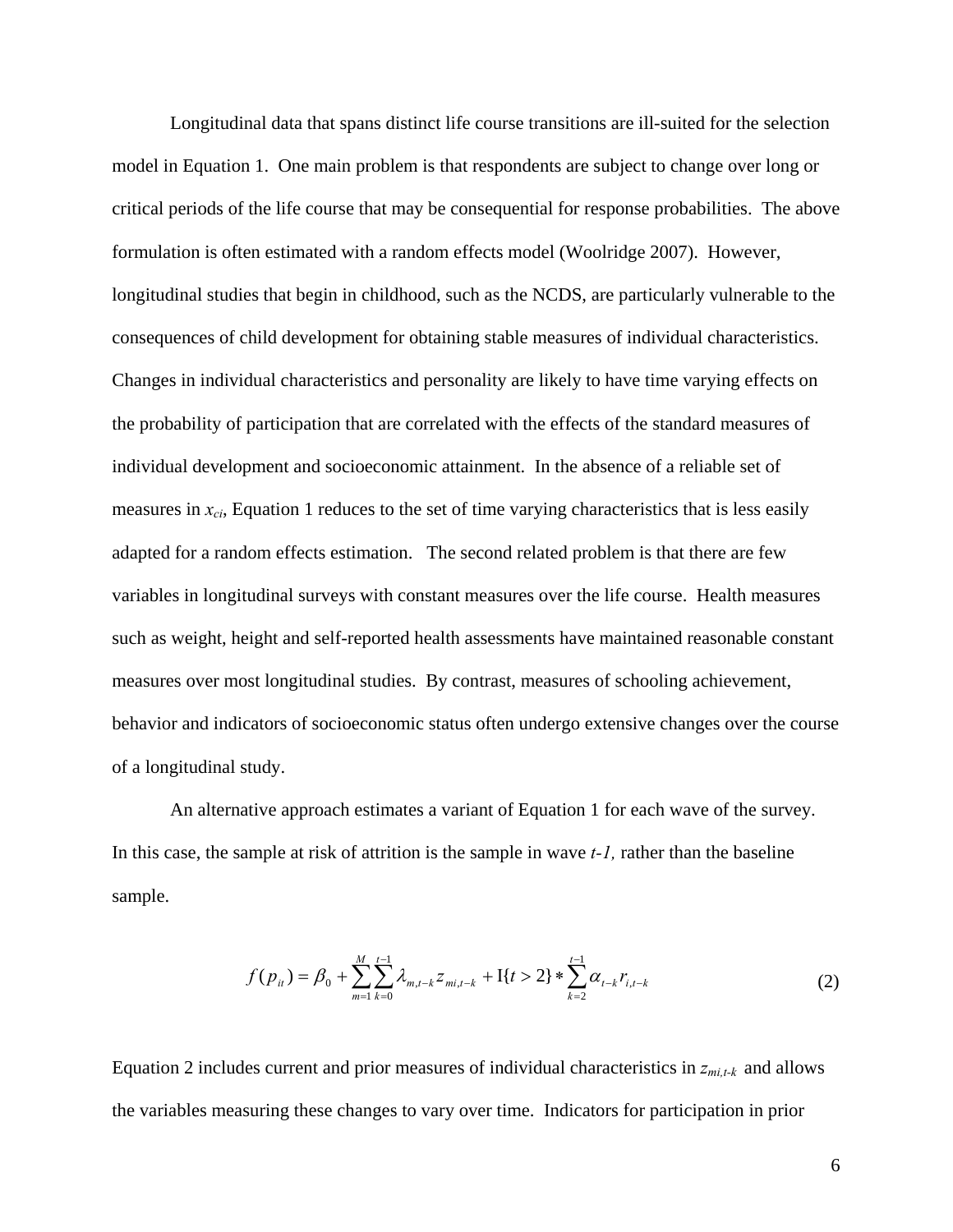Longitudinal data that spans distinct life course transitions are ill-suited for the selection model in Equation 1. One main problem is that respondents are subject to change over long or critical periods of the life course that may be consequential for response probabilities. The above formulation is often estimated with a random effects model (Woolridge 2007). However, longitudinal studies that begin in childhood, such as the NCDS, are particularly vulnerable to the consequences of child development for obtaining stable measures of individual characteristics. Changes in individual characteristics and personality are likely to have time varying effects on the probability of participation that are correlated with the effects of the standard measures of individual development and socioeconomic attainment. In the absence of a reliable set of measures in $x_{ci}$, Equation 1 reduces to the set of time varying characteristics that is less easily adapted for a random effects estimation. The second related problem is that there are few variables in longitudinal surveys with constant measures over the life course. Health measures such as weight, height and self-reported health assessments have maintained reasonable constant measures over most longitudinal studies. By contrast, measures of schooling achievement, behavior and indicators of socioeconomic status often undergo extensive changes over the course of a longitudinal study.

An alternative approach estimates a variant of Equation 1 for each wave of the survey. In this case, the sample at risk of attrition is the sample in wave *t-1,* rather than the baseline sample.

$$f(p_{it}) = \beta_0 + \sum_{m=1}^{M} \sum_{k=0}^{t-1} \lambda_{m,t-k} z_{mi,t-k} + \mathrm{I}\{t > 2\} * \sum_{k=2}^{t-1} \alpha_{t-k} r_{i,t-k} \tag{2}$$

Equation 2 includes current and prior measures of individual characteristics in $z_{mi,t-k}$ and allows the variables measuring these changes to vary over time. Indicators for participation in prior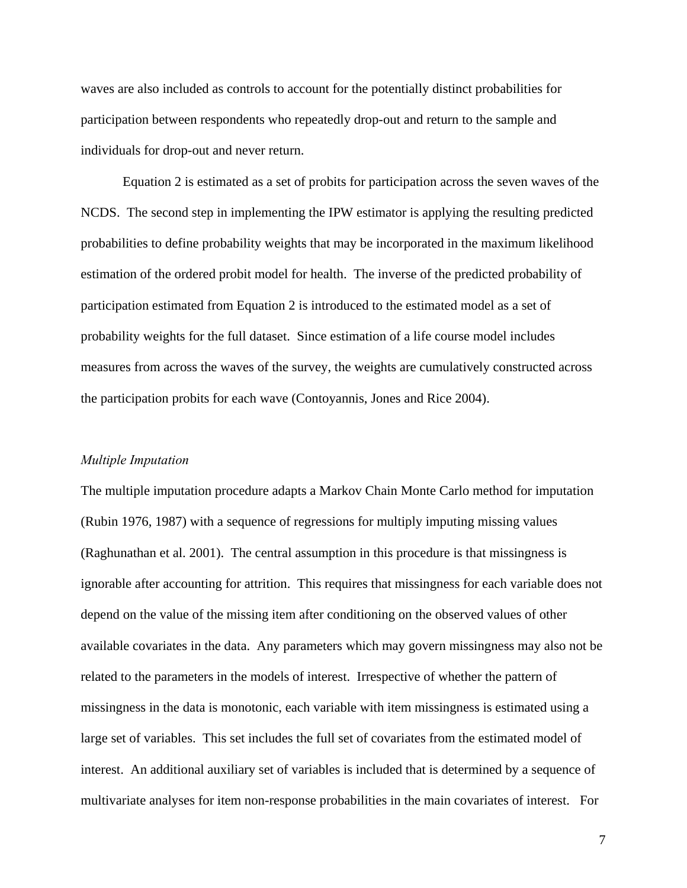waves are also included as controls to account for the potentially distinct probabilities for participation between respondents who repeatedly drop-out and return to the sample and individuals for drop-out and never return.

Equation 2 is estimated as a set of probits for participation across the seven waves of the NCDS. The second step in implementing the IPW estimator is applying the resulting predicted probabilities to define probability weights that may be incorporated in the maximum likelihood estimation of the ordered probit model for health. The inverse of the predicted probability of participation estimated from Equation 2 is introduced to the estimated model as a set of probability weights for the full dataset. Since estimation of a life course model includes measures from across the waves of the survey, the weights are cumulatively constructed across the participation probits for each wave (Contoyannis, Jones and Rice 2004).

*Multiple Imputation*

The multiple imputation procedure adapts a Markov Chain Monte Carlo method for imputation (Rubin 1976, 1987) with a sequence of regressions for multiply imputing missing values (Raghunathan et al. 2001). The central assumption in this procedure is that missingness is ignorable after accounting for attrition. This requires that missingness for each variable does not depend on the value of the missing item after conditioning on the observed values of other available covariates in the data. Any parameters which may govern missingness may also not be related to the parameters in the models of interest. Irrespective of whether the pattern of missingness in the data is monotonic, each variable with item missingness is estimated using a large set of variables. This set includes the full set of covariates from the estimated model of interest. An additional auxiliary set of variables is included that is determined by a sequence of multivariate analyses for item non-response probabilities in the main covariates of interest. For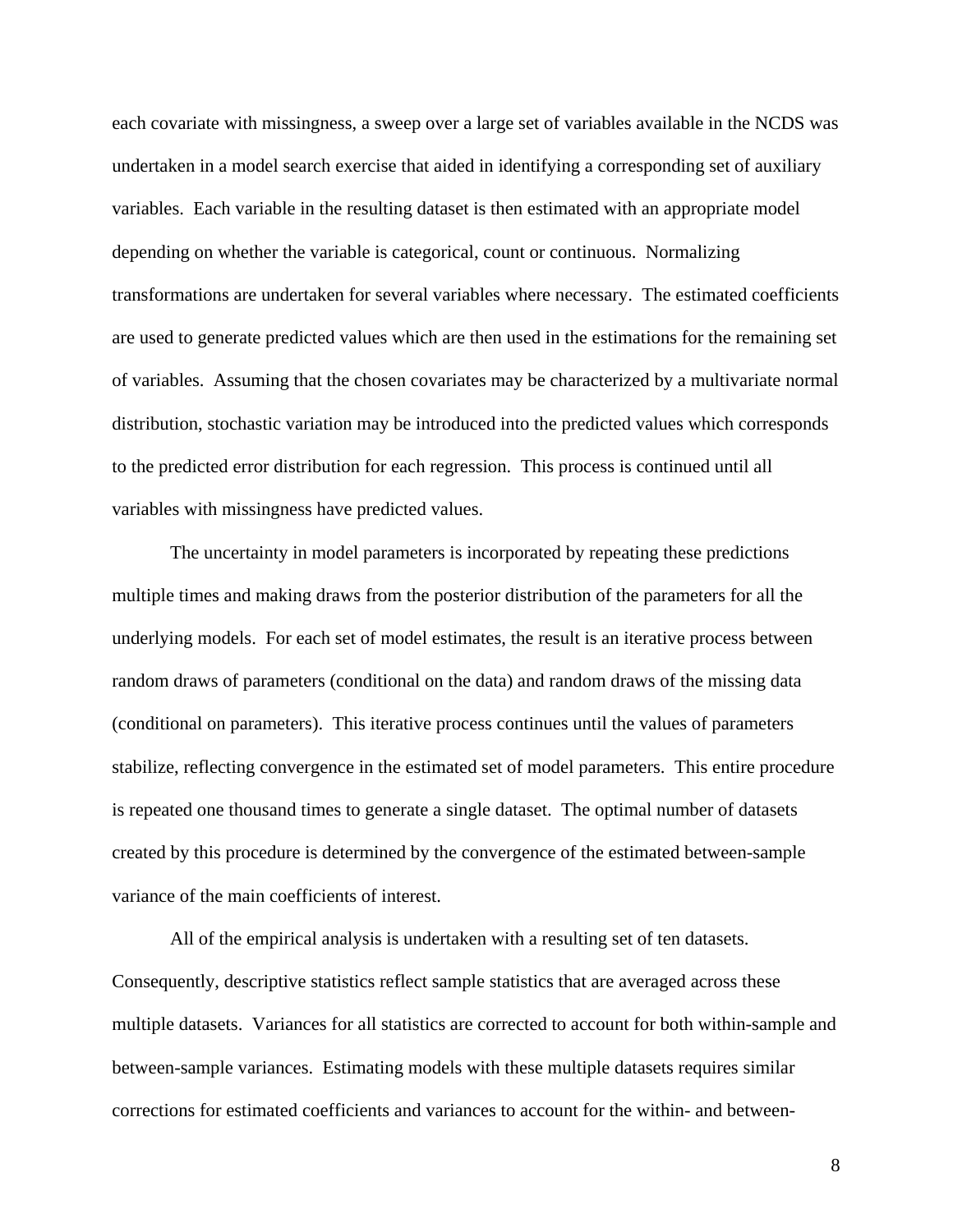each covariate with missingness, a sweep over a large set of variables available in the NCDS was undertaken in a model search exercise that aided in identifying a corresponding set of auxiliary variables. Each variable in the resulting dataset is then estimated with an appropriate model depending on whether the variable is categorical, count or continuous. Normalizing transformations are undertaken for several variables where necessary. The estimated coefficients are used to generate predicted values which are then used in the estimations for the remaining set of variables. Assuming that the chosen covariates may be characterized by a multivariate normal distribution, stochastic variation may be introduced into the predicted values which corresponds to the predicted error distribution for each regression. This process is continued until all variables with missingness have predicted values.

The uncertainty in model parameters is incorporated by repeating these predictions multiple times and making draws from the posterior distribution of the parameters for all the underlying models. For each set of model estimates, the result is an iterative process between random draws of parameters (conditional on the data) and random draws of the missing data (conditional on parameters). This iterative process continues until the values of parameters stabilize, reflecting convergence in the estimated set of model parameters. This entire procedure is repeated one thousand times to generate a single dataset. The optimal number of datasets created by this procedure is determined by the convergence of the estimated between-sample variance of the main coefficients of interest.

All of the empirical analysis is undertaken with a resulting set of ten datasets. Consequently, descriptive statistics reflect sample statistics that are averaged across these multiple datasets. Variances for all statistics are corrected to account for both within-sample and between-sample variances. Estimating models with these multiple datasets requires similar corrections for estimated coefficients and variances to account for the within- and between-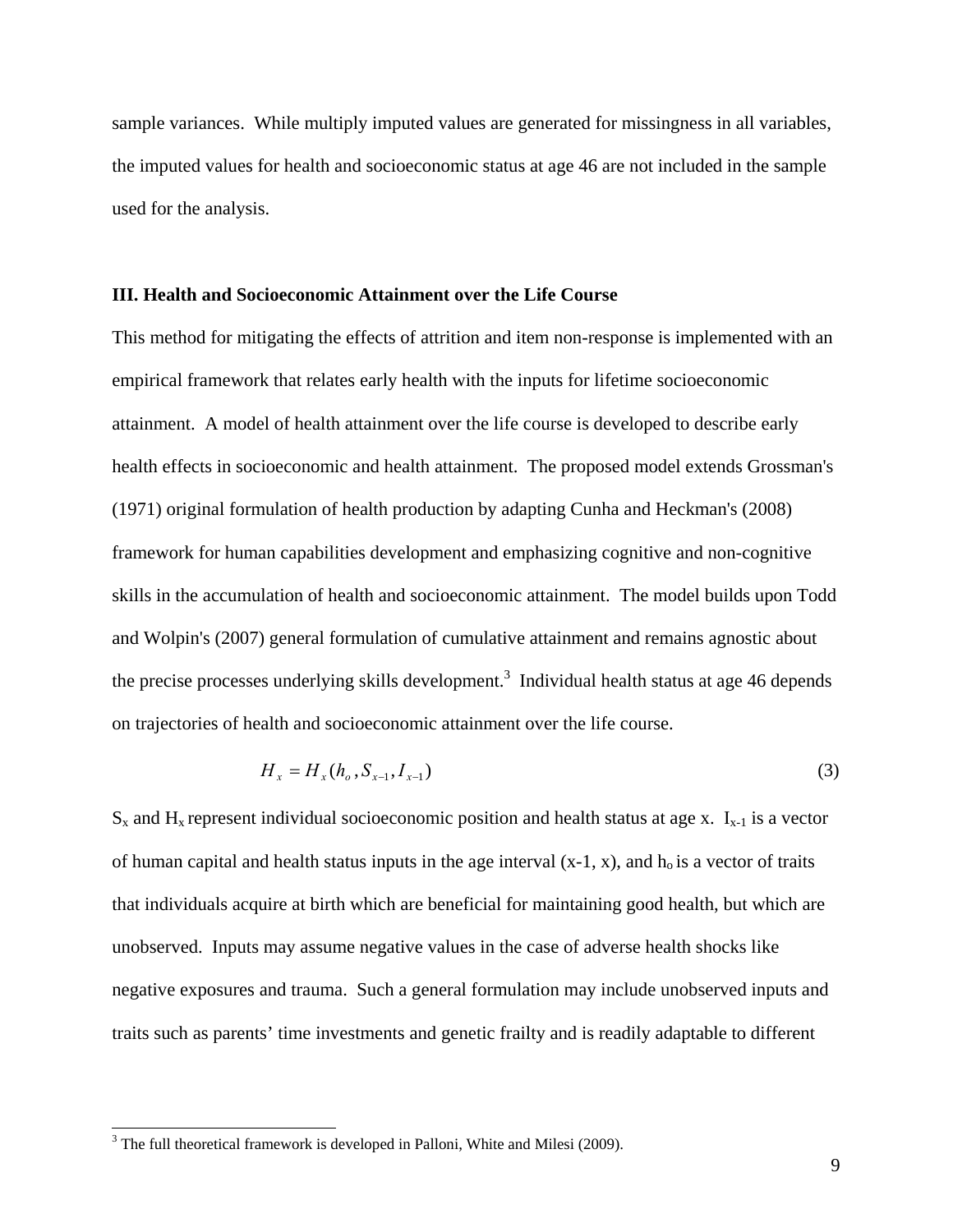sample variances. While multiply imputed values are generated for missingness in all variables, the imputed values for health and socioeconomic status at age 46 are not included in the sample used for the analysis.

### III. Health and Socioeconomic Attainment over the Life Course

This method for mitigating the effects of attrition and item non-response is implemented with an empirical framework that relates early health with the inputs for lifetime socioeconomic attainment. A model of health attainment over the life course is developed to describe early health effects in socioeconomic and health attainment. The proposed model extends Grossman's (1971) original formulation of health production by adapting Cunha and Heckman's (2008) framework for human capabilities development and emphasizing cognitive and non-cognitive skills in the accumulation of health and socioeconomic attainment. The model builds upon Todd and Wolpin's (2007) general formulation of cumulative attainment and remains agnostic about the precise processes underlying skills development.[3] Individual health status at age 46 depends on trajectories of health and socioeconomic attainment over the life course.

$$H_x = H_x(h_o, S_{x-1}, I_{x-1}) \tag{3}$$

$S_x$ and $H_x$ represent individual socioeconomic position and health status at age x. $I_{x-1}$ is a vector of human capital and health status inputs in the age interval (x-1, x), and $h_o$ is a vector of traits that individuals acquire at birth which are beneficial for maintaining good health, but which are unobserved. Inputs may assume negative values in the case of adverse health shocks like negative exposures and trauma. Such a general formulation may include unobserved inputs and traits such as parents' time investments and genetic frailty and is readily adaptable to different

[3] The full theoretical framework is developed in Palloni, White and Milesi (2009).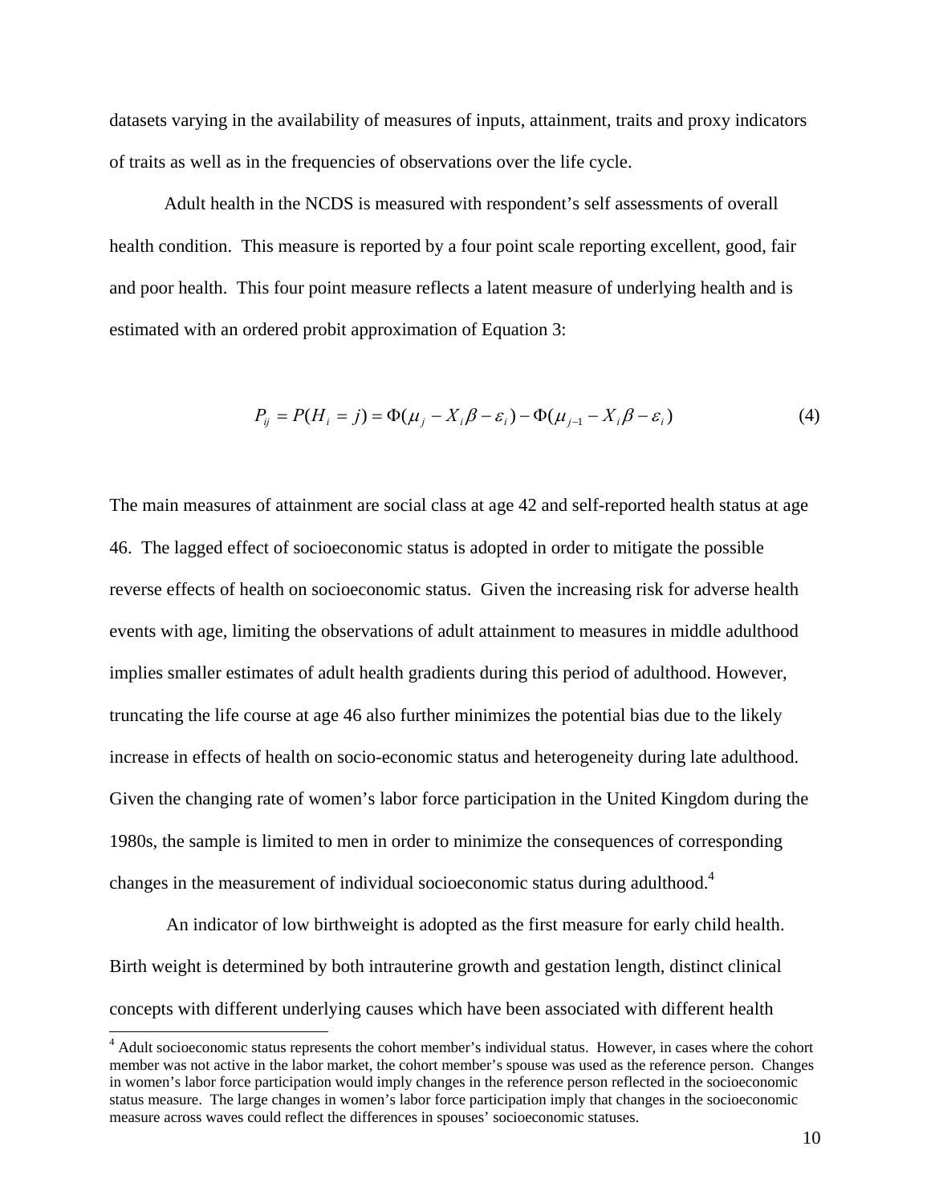datasets varying in the availability of measures of inputs, attainment, traits and proxy indicators of traits as well as in the frequencies of observations over the life cycle.

Adult health in the NCDS is measured with respondent's self assessments of overall health condition. This measure is reported by a four point scale reporting excellent, good, fair and poor health. This four point measure reflects a latent measure of underlying health and is estimated with an ordered probit approximation of Equation 3:

$$P_{ij} = P(H_i = j) = \Phi(\mu_j - X_i\beta - \varepsilon_i) - \Phi(\mu_{j-1} - X_i\beta - \varepsilon_i) \tag{4}$$

The main measures of attainment are social class at age 42 and self-reported health status at age 46. The lagged effect of socioeconomic status is adopted in order to mitigate the possible reverse effects of health on socioeconomic status. Given the increasing risk for adverse health events with age, limiting the observations of adult attainment to measures in middle adulthood implies smaller estimates of adult health gradients during this period of adulthood. However, truncating the life course at age 46 also further minimizes the potential bias due to the likely increase in effects of health on socio-economic status and heterogeneity during late adulthood. Given the changing rate of women's labor force participation in the United Kingdom during the 1980s, the sample is limited to men in order to minimize the consequences of corresponding changes in the measurement of individual socioeconomic status during adulthood.[4]

An indicator of low birthweight is adopted as the first measure for early child health. Birth weight is determined by both intrauterine growth and gestation length, distinct clinical concepts with different underlying causes which have been associated with different health

[4] Adult socioeconomic status represents the cohort member's individual status. However, in cases where the cohort member was not active in the labor market, the cohort member's spouse was used as the reference person. Changes in women's labor force participation would imply changes in the reference person reflected in the socioeconomic status measure. The large changes in women's labor force participation imply that changes in the socioeconomic measure across waves could reflect the differences in spouses' socioeconomic statuses.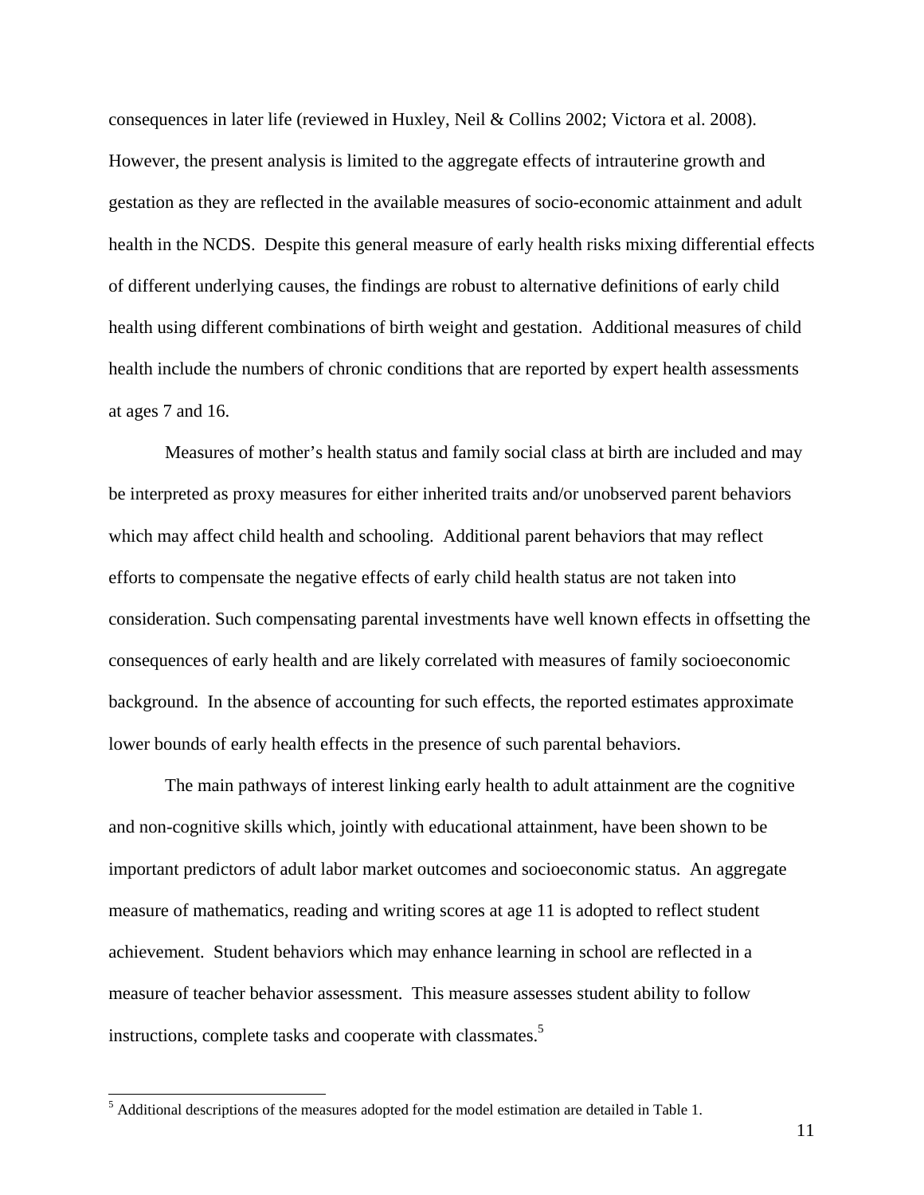consequences in later life (reviewed in Huxley, Neil & Collins 2002; Victora et al. 2008). However, the present analysis is limited to the aggregate effects of intrauterine growth and gestation as they are reflected in the available measures of socio-economic attainment and adult health in the NCDS. Despite this general measure of early health risks mixing differential effects of different underlying causes, the findings are robust to alternative definitions of early child health using different combinations of birth weight and gestation. Additional measures of child health include the numbers of chronic conditions that are reported by expert health assessments at ages 7 and 16.

Measures of mother's health status and family social class at birth are included and may be interpreted as proxy measures for either inherited traits and/or unobserved parent behaviors which may affect child health and schooling. Additional parent behaviors that may reflect efforts to compensate the negative effects of early child health status are not taken into consideration. Such compensating parental investments have well known effects in offsetting the consequences of early health and are likely correlated with measures of family socioeconomic background. In the absence of accounting for such effects, the reported estimates approximate lower bounds of early health effects in the presence of such parental behaviors.

The main pathways of interest linking early health to adult attainment are the cognitive and non-cognitive skills which, jointly with educational attainment, have been shown to be important predictors of adult labor market outcomes and socioeconomic status. An aggregate measure of mathematics, reading and writing scores at age 11 is adopted to reflect student achievement. Student behaviors which may enhance learning in school are reflected in a measure of teacher behavior assessment. This measure assesses student ability to follow instructions, complete tasks and cooperate with classmates.[5]

[5] Additional descriptions of the measures adopted for the model estimation are detailed in Table 1.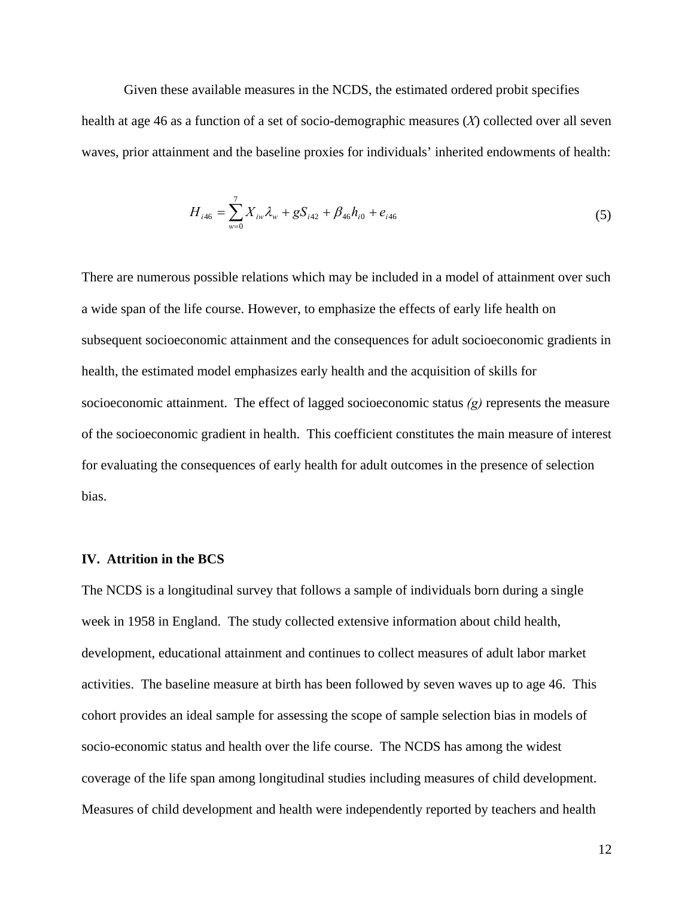Given these available measures in the NCDS, the estimated ordered probit specifies health at age 46 as a function of a set of socio-demographic measures (*X*) collected over all seven waves, prior attainment and the baseline proxies for individuals' inherited endowments of health:

$$H_{i46} = \sum_{w=0}^{7} X_{iw}\lambda_w + gS_{i42} + \beta_{46}h_{i0} + e_{i46} \tag{5}$$

There are numerous possible relations which may be included in a model of attainment over such a wide span of the life course. However, to emphasize the effects of early life health on subsequent socioeconomic attainment and the consequences for adult socioeconomic gradients in health, the estimated model emphasizes early health and the acquisition of skills for socioeconomic attainment. The effect of lagged socioeconomic status *(g)* represents the measure of the socioeconomic gradient in health. This coefficient constitutes the main measure of interest for evaluating the consequences of early health for adult outcomes in the presence of selection bias.

## IV. Attrition in the BCS

The NCDS is a longitudinal survey that follows a sample of individuals born during a single week in 1958 in England. The study collected extensive information about child health, development, educational attainment and continues to collect measures of adult labor market activities. The baseline measure at birth has been followed by seven waves up to age 46. This cohort provides an ideal sample for assessing the scope of sample selection bias in models of socio-economic status and health over the life course. The NCDS has among the widest coverage of the life span among longitudinal studies including measures of child development. Measures of child development and health were independently reported by teachers and health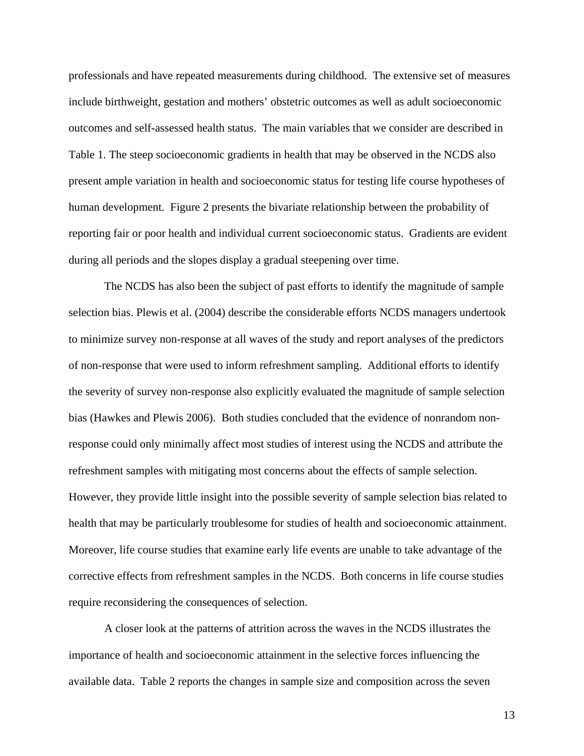professionals and have repeated measurements during childhood. The extensive set of measures include birthweight, gestation and mothers' obstetric outcomes as well as adult socioeconomic outcomes and self-assessed health status. The main variables that we consider are described in Table 1. The steep socioeconomic gradients in health that may be observed in the NCDS also present ample variation in health and socioeconomic status for testing life course hypotheses of human development. Figure 2 presents the bivariate relationship between the probability of reporting fair or poor health and individual current socioeconomic status. Gradients are evident during all periods and the slopes display a gradual steepening over time.

The NCDS has also been the subject of past efforts to identify the magnitude of sample selection bias. Plewis et al. (2004) describe the considerable efforts NCDS managers undertook to minimize survey non-response at all waves of the study and report analyses of the predictors of non-response that were used to inform refreshment sampling. Additional efforts to identify the severity of survey non-response also explicitly evaluated the magnitude of sample selection bias (Hawkes and Plewis 2006). Both studies concluded that the evidence of nonrandom non-response could only minimally affect most studies of interest using the NCDS and attribute the refreshment samples with mitigating most concerns about the effects of sample selection. However, they provide little insight into the possible severity of sample selection bias related to health that may be particularly troublesome for studies of health and socioeconomic attainment. Moreover, life course studies that examine early life events are unable to take advantage of the corrective effects from refreshment samples in the NCDS. Both concerns in life course studies require reconsidering the consequences of selection.

A closer look at the patterns of attrition across the waves in the NCDS illustrates the importance of health and socioeconomic attainment in the selective forces influencing the available data. Table 2 reports the changes in sample size and composition across the seven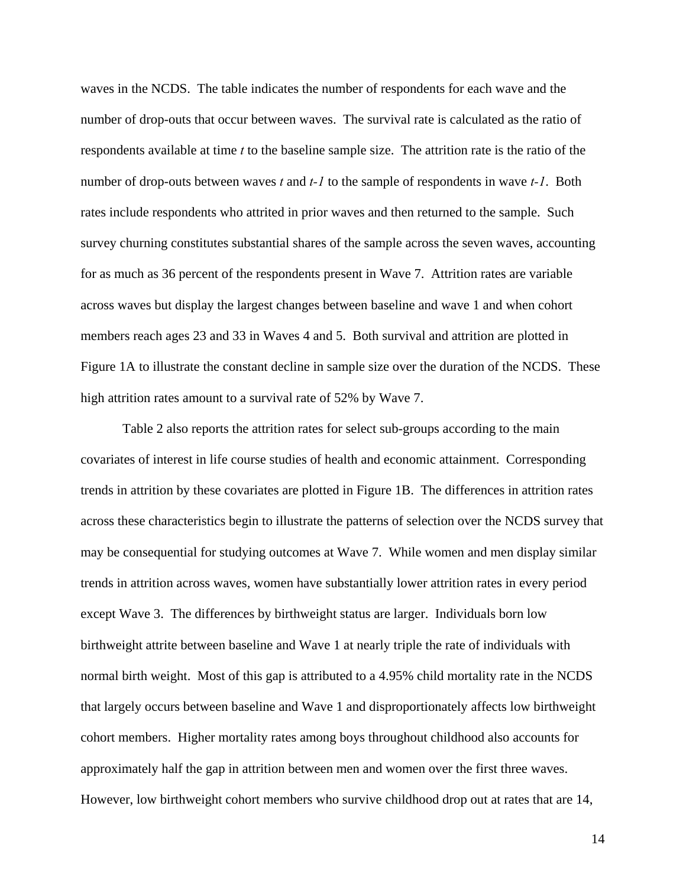waves in the NCDS. The table indicates the number of respondents for each wave and the number of drop-outs that occur between waves. The survival rate is calculated as the ratio of respondents available at time *t* to the baseline sample size. The attrition rate is the ratio of the number of drop-outs between waves *t* and *t-1* to the sample of respondents in wave *t-1*. Both rates include respondents who attrited in prior waves and then returned to the sample. Such survey churning constitutes substantial shares of the sample across the seven waves, accounting for as much as 36 percent of the respondents present in Wave 7. Attrition rates are variable across waves but display the largest changes between baseline and wave 1 and when cohort members reach ages 23 and 33 in Waves 4 and 5. Both survival and attrition are plotted in Figure 1A to illustrate the constant decline in sample size over the duration of the NCDS. These high attrition rates amount to a survival rate of 52% by Wave 7.

Table 2 also reports the attrition rates for select sub-groups according to the main covariates of interest in life course studies of health and economic attainment. Corresponding trends in attrition by these covariates are plotted in Figure 1B. The differences in attrition rates across these characteristics begin to illustrate the patterns of selection over the NCDS survey that may be consequential for studying outcomes at Wave 7. While women and men display similar trends in attrition across waves, women have substantially lower attrition rates in every period except Wave 3. The differences by birthweight status are larger. Individuals born low birthweight attrite between baseline and Wave 1 at nearly triple the rate of individuals with normal birth weight. Most of this gap is attributed to a 4.95% child mortality rate in the NCDS that largely occurs between baseline and Wave 1 and disproportionately affects low birthweight cohort members. Higher mortality rates among boys throughout childhood also accounts for approximately half the gap in attrition between men and women over the first three waves. However, low birthweight cohort members who survive childhood drop out at rates that are 14,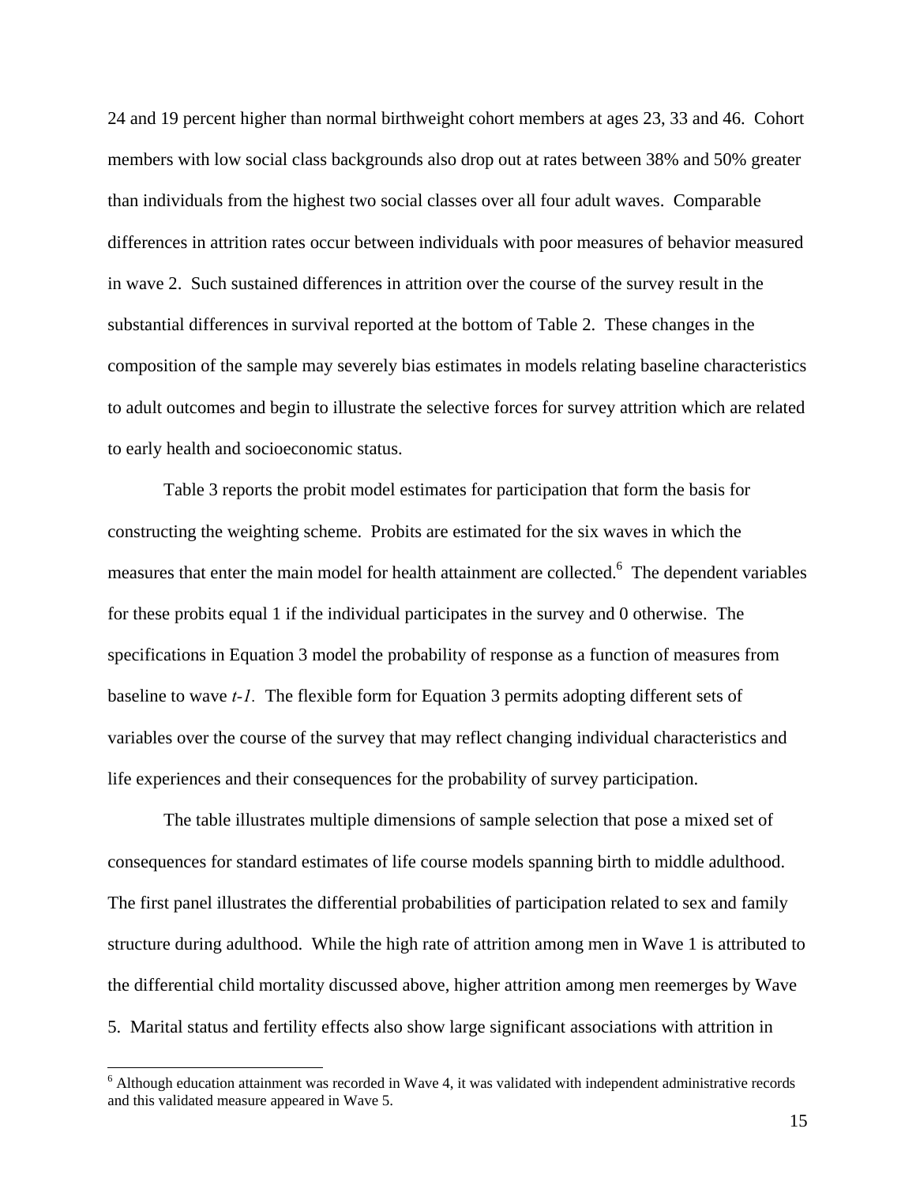24 and 19 percent higher than normal birthweight cohort members at ages 23, 33 and 46. Cohort members with low social class backgrounds also drop out at rates between 38% and 50% greater than individuals from the highest two social classes over all four adult waves. Comparable differences in attrition rates occur between individuals with poor measures of behavior measured in wave 2. Such sustained differences in attrition over the course of the survey result in the substantial differences in survival reported at the bottom of Table 2. These changes in the composition of the sample may severely bias estimates in models relating baseline characteristics to adult outcomes and begin to illustrate the selective forces for survey attrition which are related to early health and socioeconomic status.

Table 3 reports the probit model estimates for participation that form the basis for constructing the weighting scheme. Probits are estimated for the six waves in which the measures that enter the main model for health attainment are collected.[6] The dependent variables for these probits equal 1 if the individual participates in the survey and 0 otherwise. The specifications in Equation 3 model the probability of response as a function of measures from baseline to wave *t-1*. The flexible form for Equation 3 permits adopting different sets of variables over the course of the survey that may reflect changing individual characteristics and life experiences and their consequences for the probability of survey participation.

The table illustrates multiple dimensions of sample selection that pose a mixed set of consequences for standard estimates of life course models spanning birth to middle adulthood. The first panel illustrates the differential probabilities of participation related to sex and family structure during adulthood. While the high rate of attrition among men in Wave 1 is attributed to the differential child mortality discussed above, higher attrition among men reemerges by Wave 5. Marital status and fertility effects also show large significant associations with attrition in

[6] Although education attainment was recorded in Wave 4, it was validated with independent administrative records and this validated measure appeared in Wave 5.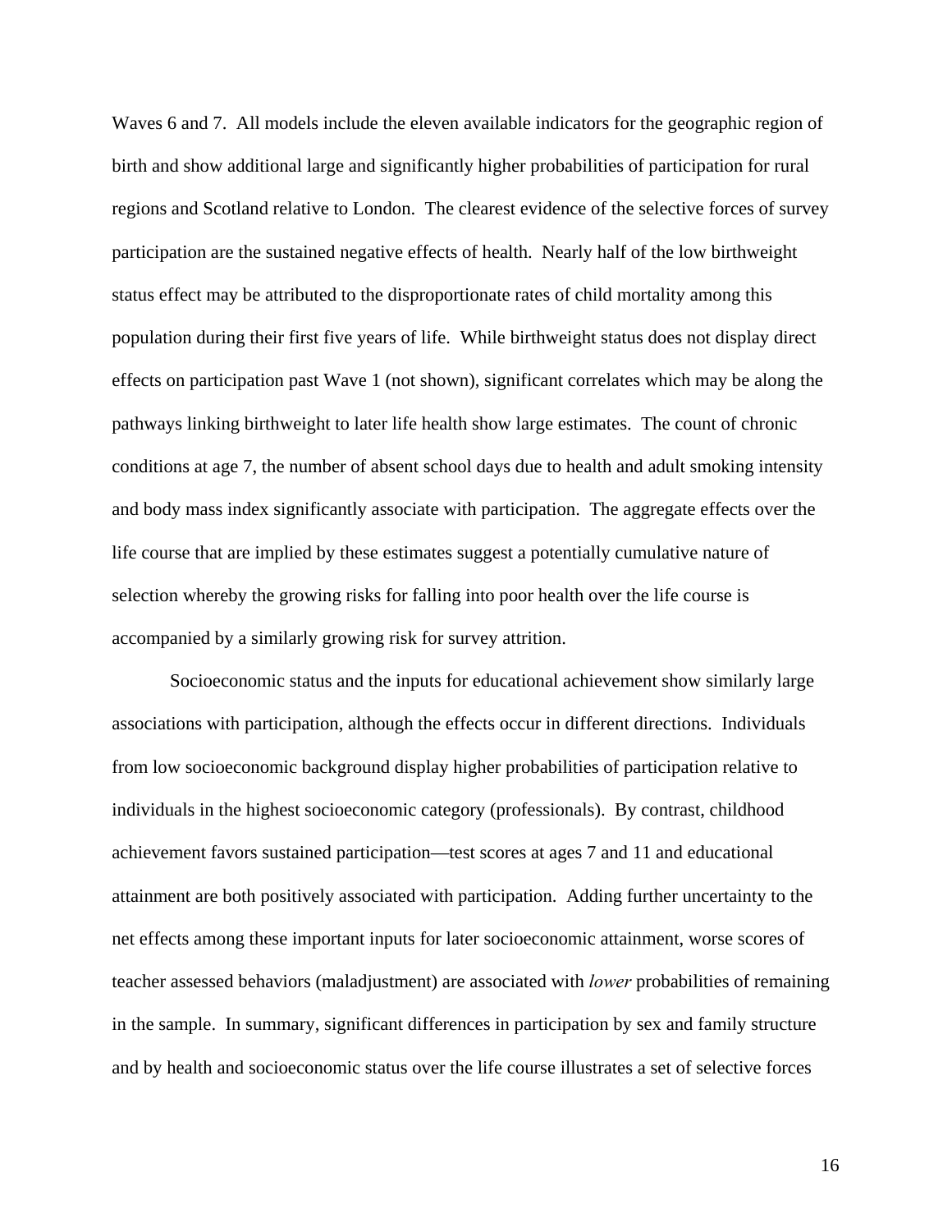Waves 6 and 7. All models include the eleven available indicators for the geographic region of birth and show additional large and significantly higher probabilities of participation for rural regions and Scotland relative to London. The clearest evidence of the selective forces of survey participation are the sustained negative effects of health. Nearly half of the low birthweight status effect may be attributed to the disproportionate rates of child mortality among this population during their first five years of life. While birthweight status does not display direct effects on participation past Wave 1 (not shown), significant correlates which may be along the pathways linking birthweight to later life health show large estimates. The count of chronic conditions at age 7, the number of absent school days due to health and adult smoking intensity and body mass index significantly associate with participation. The aggregate effects over the life course that are implied by these estimates suggest a potentially cumulative nature of selection whereby the growing risks for falling into poor health over the life course is accompanied by a similarly growing risk for survey attrition.

Socioeconomic status and the inputs for educational achievement show similarly large associations with participation, although the effects occur in different directions. Individuals from low socioeconomic background display higher probabilities of participation relative to individuals in the highest socioeconomic category (professionals). By contrast, childhood achievement favors sustained participation—test scores at ages 7 and 11 and educational attainment are both positively associated with participation. Adding further uncertainty to the net effects among these important inputs for later socioeconomic attainment, worse scores of teacher assessed behaviors (maladjustment) are associated with *lower* probabilities of remaining in the sample. In summary, significant differences in participation by sex and family structure and by health and socioeconomic status over the life course illustrates a set of selective forces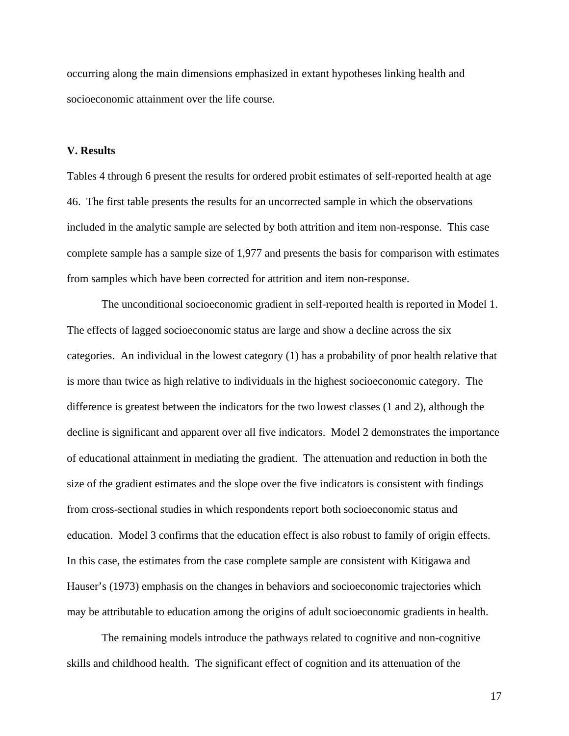occurring along the main dimensions emphasized in extant hypotheses linking health and socioeconomic attainment over the life course.

**V. Results**

Tables 4 through 6 present the results for ordered probit estimates of self-reported health at age 46. The first table presents the results for an uncorrected sample in which the observations included in the analytic sample are selected by both attrition and item non-response. This case complete sample has a sample size of 1,977 and presents the basis for comparison with estimates from samples which have been corrected for attrition and item non-response.

The unconditional socioeconomic gradient in self-reported health is reported in Model 1. The effects of lagged socioeconomic status are large and show a decline across the six categories. An individual in the lowest category (1) has a probability of poor health relative that is more than twice as high relative to individuals in the highest socioeconomic category. The difference is greatest between the indicators for the two lowest classes (1 and 2), although the decline is significant and apparent over all five indicators. Model 2 demonstrates the importance of educational attainment in mediating the gradient. The attenuation and reduction in both the size of the gradient estimates and the slope over the five indicators is consistent with findings from cross-sectional studies in which respondents report both socioeconomic status and education. Model 3 confirms that the education effect is also robust to family of origin effects. In this case, the estimates from the case complete sample are consistent with Kitigawa and Hauser's (1973) emphasis on the changes in behaviors and socioeconomic trajectories which may be attributable to education among the origins of adult socioeconomic gradients in health.

The remaining models introduce the pathways related to cognitive and non-cognitive skills and childhood health. The significant effect of cognition and its attenuation of the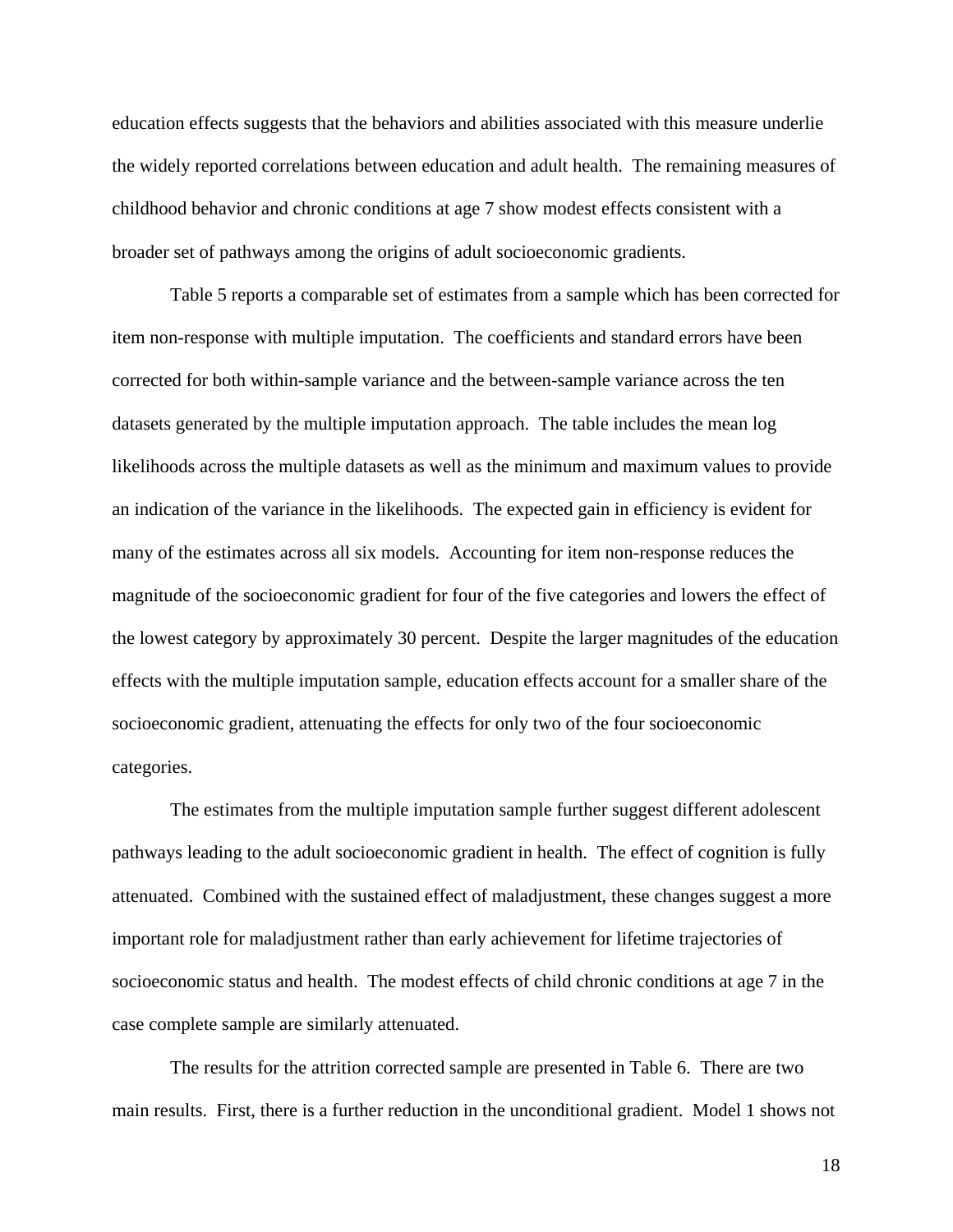education effects suggests that the behaviors and abilities associated with this measure underlie the widely reported correlations between education and adult health. The remaining measures of childhood behavior and chronic conditions at age 7 show modest effects consistent with a broader set of pathways among the origins of adult socioeconomic gradients.

Table 5 reports a comparable set of estimates from a sample which has been corrected for item non-response with multiple imputation. The coefficients and standard errors have been corrected for both within-sample variance and the between-sample variance across the ten datasets generated by the multiple imputation approach. The table includes the mean log likelihoods across the multiple datasets as well as the minimum and maximum values to provide an indication of the variance in the likelihoods. The expected gain in efficiency is evident for many of the estimates across all six models. Accounting for item non-response reduces the magnitude of the socioeconomic gradient for four of the five categories and lowers the effect of the lowest category by approximately 30 percent. Despite the larger magnitudes of the education effects with the multiple imputation sample, education effects account for a smaller share of the socioeconomic gradient, attenuating the effects for only two of the four socioeconomic categories.

The estimates from the multiple imputation sample further suggest different adolescent pathways leading to the adult socioeconomic gradient in health. The effect of cognition is fully attenuated. Combined with the sustained effect of maladjustment, these changes suggest a more important role for maladjustment rather than early achievement for lifetime trajectories of socioeconomic status and health. The modest effects of child chronic conditions at age 7 in the case complete sample are similarly attenuated.

The results for the attrition corrected sample are presented in Table 6. There are two main results. First, there is a further reduction in the unconditional gradient. Model 1 shows not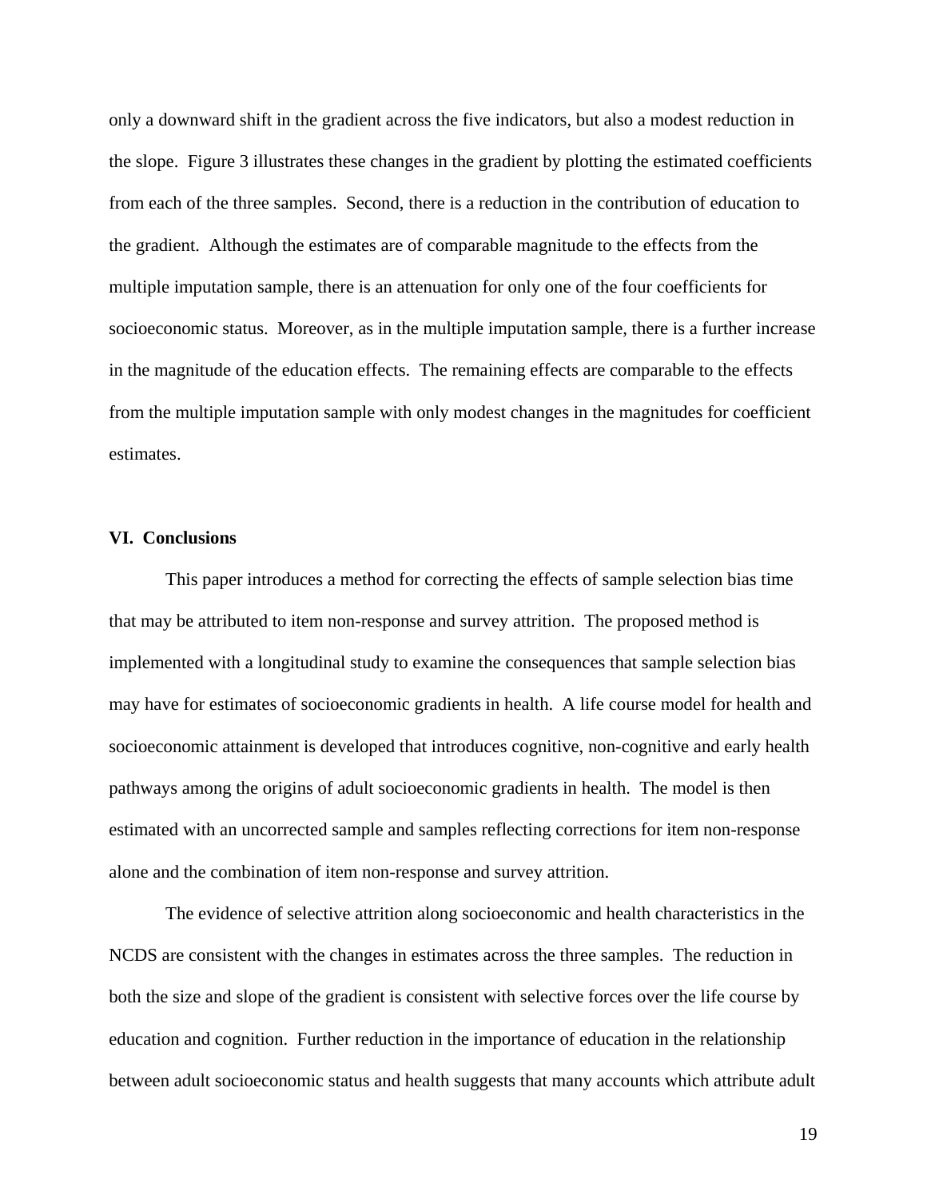only a downward shift in the gradient across the five indicators, but also a modest reduction in the slope. Figure 3 illustrates these changes in the gradient by plotting the estimated coefficients from each of the three samples. Second, there is a reduction in the contribution of education to the gradient. Although the estimates are of comparable magnitude to the effects from the multiple imputation sample, there is an attenuation for only one of the four coefficients for socioeconomic status. Moreover, as in the multiple imputation sample, there is a further increase in the magnitude of the education effects. The remaining effects are comparable to the effects from the multiple imputation sample with only modest changes in the magnitudes for coefficient estimates.

## VI. Conclusions

This paper introduces a method for correcting the effects of sample selection bias time that may be attributed to item non-response and survey attrition. The proposed method is implemented with a longitudinal study to examine the consequences that sample selection bias may have for estimates of socioeconomic gradients in health. A life course model for health and socioeconomic attainment is developed that introduces cognitive, non-cognitive and early health pathways among the origins of adult socioeconomic gradients in health. The model is then estimated with an uncorrected sample and samples reflecting corrections for item non-response alone and the combination of item non-response and survey attrition.

The evidence of selective attrition along socioeconomic and health characteristics in the NCDS are consistent with the changes in estimates across the three samples. The reduction in both the size and slope of the gradient is consistent with selective forces over the life course by education and cognition. Further reduction in the importance of education in the relationship between adult socioeconomic status and health suggests that many accounts which attribute adult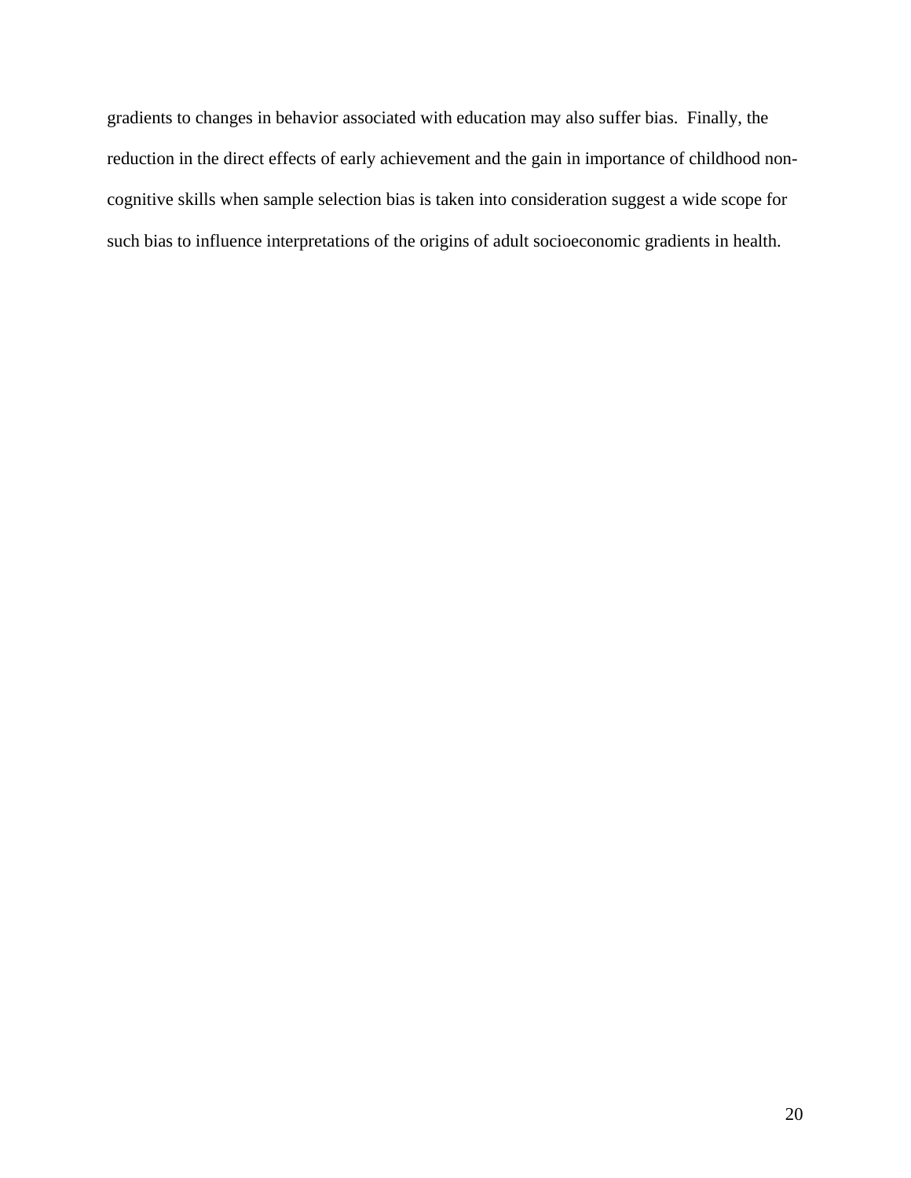gradients to changes in behavior associated with education may also suffer bias. Finally, the reduction in the direct effects of early achievement and the gain in importance of childhood non-cognitive skills when sample selection bias is taken into consideration suggest a wide scope for such bias to influence interpretations of the origins of adult socioeconomic gradients in health.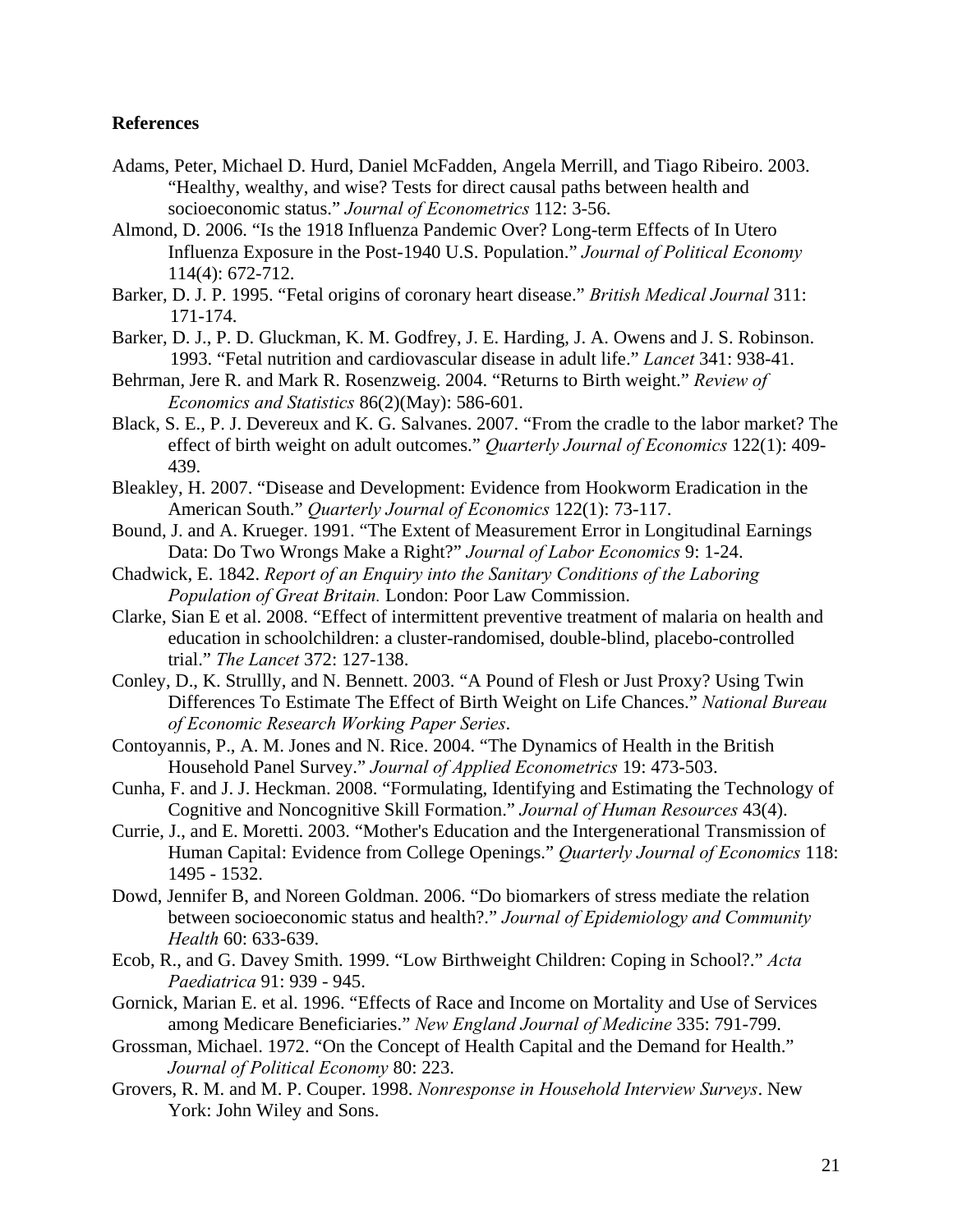## References

Adams, Peter, Michael D. Hurd, Daniel McFadden, Angela Merrill, and Tiago Ribeiro. 2003. "Healthy, wealthy, and wise? Tests for direct causal paths between health and socioeconomic status." *Journal of Econometrics* 112: 3-56.

Almond, D. 2006. "Is the 1918 Influenza Pandemic Over? Long-term Effects of In Utero Influenza Exposure in the Post-1940 U.S. Population." *Journal of Political Economy* 114(4): 672-712.

Barker, D. J. P. 1995. "Fetal origins of coronary heart disease." *British Medical Journal* 311: 171-174.

Barker, D. J., P. D. Gluckman, K. M. Godfrey, J. E. Harding, J. A. Owens and J. S. Robinson. 1993. "Fetal nutrition and cardiovascular disease in adult life." *Lancet* 341: 938-41.

Behrman, Jere R. and Mark R. Rosenzweig. 2004. "Returns to Birth weight." *Review of Economics and Statistics* 86(2)(May): 586-601.

Black, S. E., P. J. Devereux and K. G. Salvanes. 2007. "From the cradle to the labor market? The effect of birth weight on adult outcomes." *Quarterly Journal of Economics* 122(1): 409-439.

Bleakley, H. 2007. "Disease and Development: Evidence from Hookworm Eradication in the American South." *Quarterly Journal of Economics* 122(1): 73-117.

Bound, J. and A. Krueger. 1991. "The Extent of Measurement Error in Longitudinal Earnings Data: Do Two Wrongs Make a Right?" *Journal of Labor Economics* 9: 1-24.

Chadwick, E. 1842. *Report of an Enquiry into the Sanitary Conditions of the Laboring Population of Great Britain.* London: Poor Law Commission.

Clarke, Sian E et al. 2008. "Effect of intermittent preventive treatment of malaria on health and education in schoolchildren: a cluster-randomised, double-blind, placebo-controlled trial." *The Lancet* 372: 127-138.

Conley, D., K. Strullly, and N. Bennett. 2003. "A Pound of Flesh or Just Proxy? Using Twin Differences To Estimate The Effect of Birth Weight on Life Chances." *National Bureau of Economic Research Working Paper Series*.

Contoyannis, P., A. M. Jones and N. Rice. 2004. "The Dynamics of Health in the British Household Panel Survey." *Journal of Applied Econometrics* 19: 473-503.

Cunha, F. and J. J. Heckman. 2008. "Formulating, Identifying and Estimating the Technology of Cognitive and Noncognitive Skill Formation." *Journal of Human Resources* 43(4).

Currie, J., and E. Moretti. 2003. "Mother's Education and the Intergenerational Transmission of Human Capital: Evidence from College Openings." *Quarterly Journal of Economics* 118: 1495 - 1532.

Dowd, Jennifer B, and Noreen Goldman. 2006. "Do biomarkers of stress mediate the relation between socioeconomic status and health?." *Journal of Epidemiology and Community Health* 60: 633-639.

Ecob, R., and G. Davey Smith. 1999. "Low Birthweight Children: Coping in School?." *Acta Paediatrica* 91: 939 - 945.

Gornick, Marian E. et al. 1996. "Effects of Race and Income on Mortality and Use of Services among Medicare Beneficiaries." *New England Journal of Medicine* 335: 791-799.

Grossman, Michael. 1972. "On the Concept of Health Capital and the Demand for Health." *Journal of Political Economy* 80: 223.

Grovers, R. M. and M. P. Couper. 1998. *Nonresponse in Household Interview Surveys*. New York: John Wiley and Sons.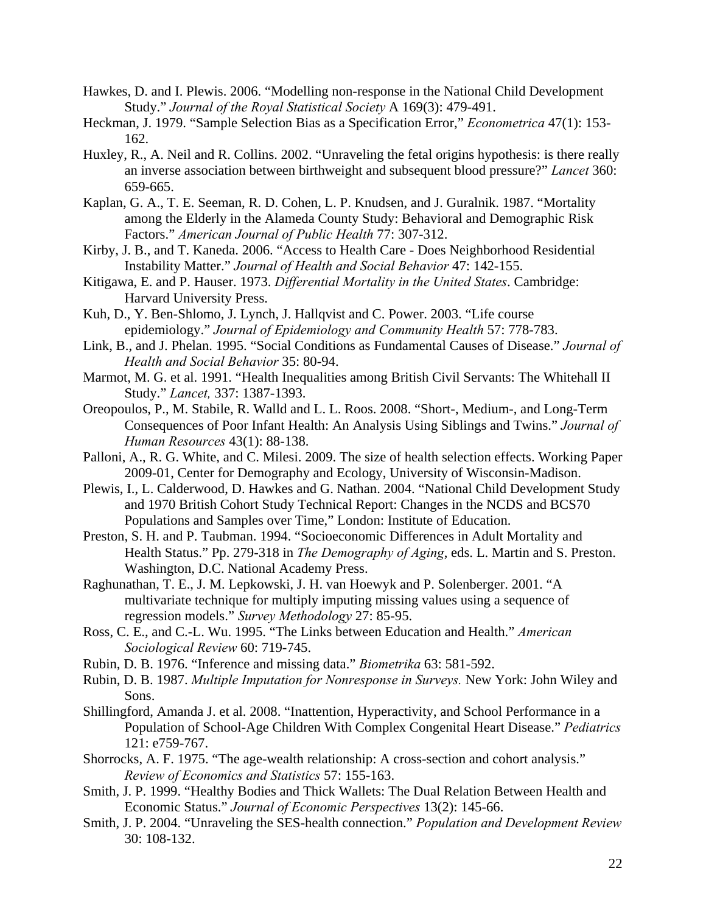Hawkes, D. and I. Plewis. 2006. "Modelling non-response in the National Child Development Study." *Journal of the Royal Statistical Society* A 169(3): 479-491.

Heckman, J. 1979. "Sample Selection Bias as a Specification Error," *Econometrica* 47(1): 153-162.

Huxley, R., A. Neil and R. Collins. 2002. "Unraveling the fetal origins hypothesis: is there really an inverse association between birthweight and subsequent blood pressure?" *Lancet* 360: 659-665.

Kaplan, G. A., T. E. Seeman, R. D. Cohen, L. P. Knudsen, and J. Guralnik. 1987. "Mortality among the Elderly in the Alameda County Study: Behavioral and Demographic Risk Factors." *American Journal of Public Health* 77: 307-312.

Kirby, J. B., and T. Kaneda. 2006. "Access to Health Care - Does Neighborhood Residential Instability Matter." *Journal of Health and Social Behavior* 47: 142-155.

Kitigawa, E. and P. Hauser. 1973. *Differential Mortality in the United States*. Cambridge: Harvard University Press.

Kuh, D., Y. Ben-Shlomo, J. Lynch, J. Hallqvist and C. Power. 2003. "Life course epidemiology." *Journal of Epidemiology and Community Health* 57: 778-783.

Link, B., and J. Phelan. 1995. "Social Conditions as Fundamental Causes of Disease." *Journal of Health and Social Behavior* 35: 80-94.

Marmot, M. G. et al. 1991. "Health Inequalities among British Civil Servants: The Whitehall II Study." *Lancet,* 337: 1387-1393.

Oreopoulos, P., M. Stabile, R. Walld and L. L. Roos. 2008. "Short-, Medium-, and Long-Term Consequences of Poor Infant Health: An Analysis Using Siblings and Twins." *Journal of Human Resources* 43(1): 88-138.

Palloni, A., R. G. White, and C. Milesi. 2009. The size of health selection effects. Working Paper 2009-01, Center for Demography and Ecology, University of Wisconsin-Madison.

Plewis, I., L. Calderwood, D. Hawkes and G. Nathan. 2004. "National Child Development Study and 1970 British Cohort Study Technical Report: Changes in the NCDS and BCS70 Populations and Samples over Time," London: Institute of Education.

Preston, S. H. and P. Taubman. 1994. "Socioeconomic Differences in Adult Mortality and Health Status." Pp. 279-318 in *The Demography of Aging*, eds. L. Martin and S. Preston. Washington, D.C. National Academy Press.

Raghunathan, T. E., J. M. Lepkowski, J. H. van Hoewyk and P. Solenberger. 2001. "A multivariate technique for multiply imputing missing values using a sequence of regression models." *Survey Methodology* 27: 85-95.

Ross, C. E., and C.-L. Wu. 1995. "The Links between Education and Health." *American Sociological Review* 60: 719-745.

Rubin, D. B. 1976. "Inference and missing data." *Biometrika* 63: 581-592.

Rubin, D. B. 1987. *Multiple Imputation for Nonresponse in Surveys.* New York: John Wiley and Sons.

Shillingford, Amanda J. et al. 2008. "Inattention, Hyperactivity, and School Performance in a Population of School-Age Children With Complex Congenital Heart Disease." *Pediatrics* 121: e759-767.

Shorrocks, A. F. 1975. "The age-wealth relationship: A cross-section and cohort analysis." *Review of Economics and Statistics* 57: 155-163.

Smith, J. P. 1999. "Healthy Bodies and Thick Wallets: The Dual Relation Between Health and Economic Status." *Journal of Economic Perspectives* 13(2): 145-66.

Smith, J. P. 2004. "Unraveling the SES-health connection." *Population and Development Review* 30: 108-132.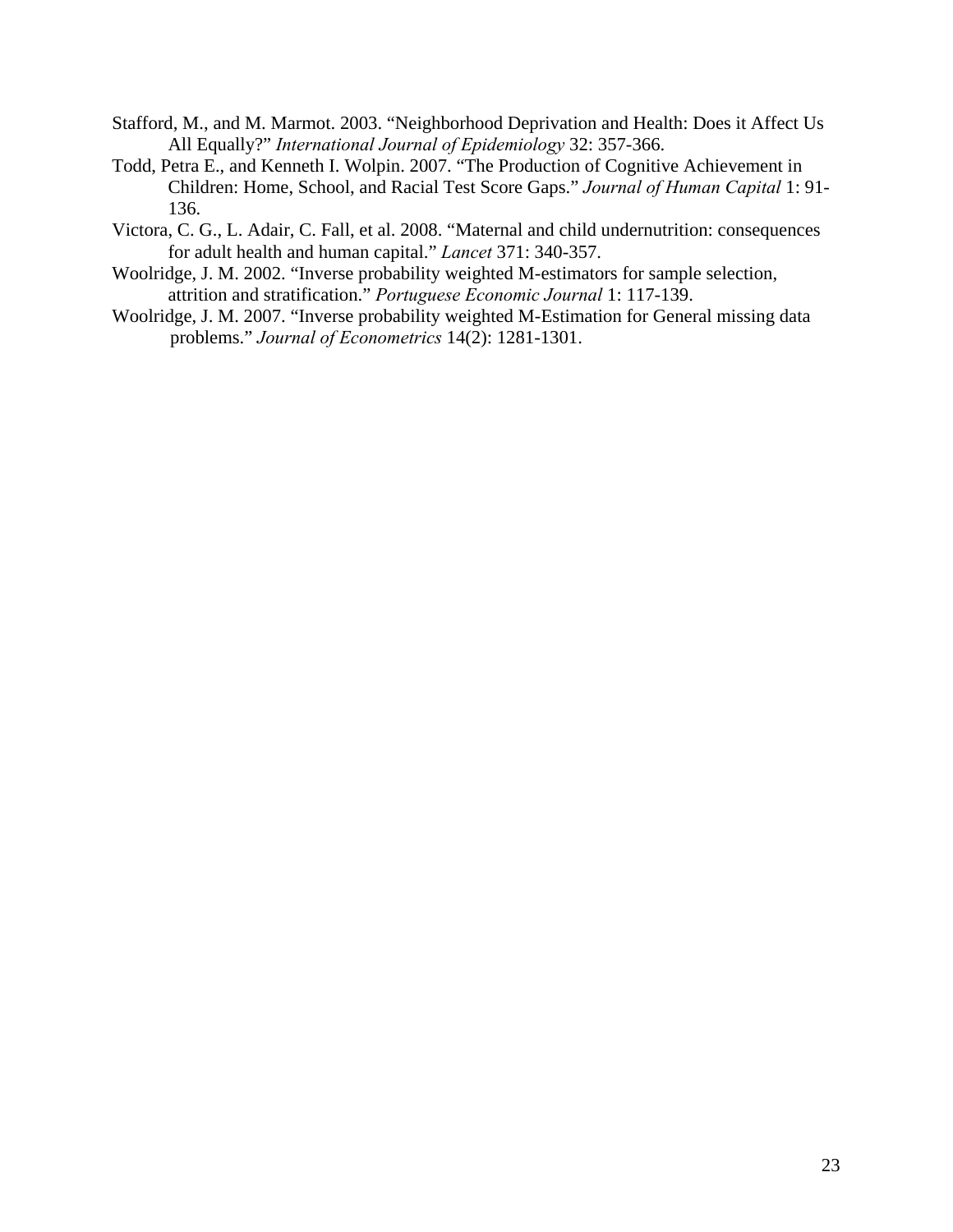Stafford, M., and M. Marmot. 2003. "Neighborhood Deprivation and Health: Does it Affect Us All Equally?" *International Journal of Epidemiology* 32: 357-366.

Todd, Petra E., and Kenneth I. Wolpin. 2007. "The Production of Cognitive Achievement in Children: Home, School, and Racial Test Score Gaps." *Journal of Human Capital* 1: 91-136.

Victora, C. G., L. Adair, C. Fall, et al. 2008. "Maternal and child undernutrition: consequences for adult health and human capital." *Lancet* 371: 340-357.

Woolridge, J. M. 2002. "Inverse probability weighted M-estimators for sample selection, attrition and stratification." *Portuguese Economic Journal* 1: 117-139.

Woolridge, J. M. 2007. "Inverse probability weighted M-Estimation for General missing data problems." *Journal of Econometrics* 14(2): 1281-1301.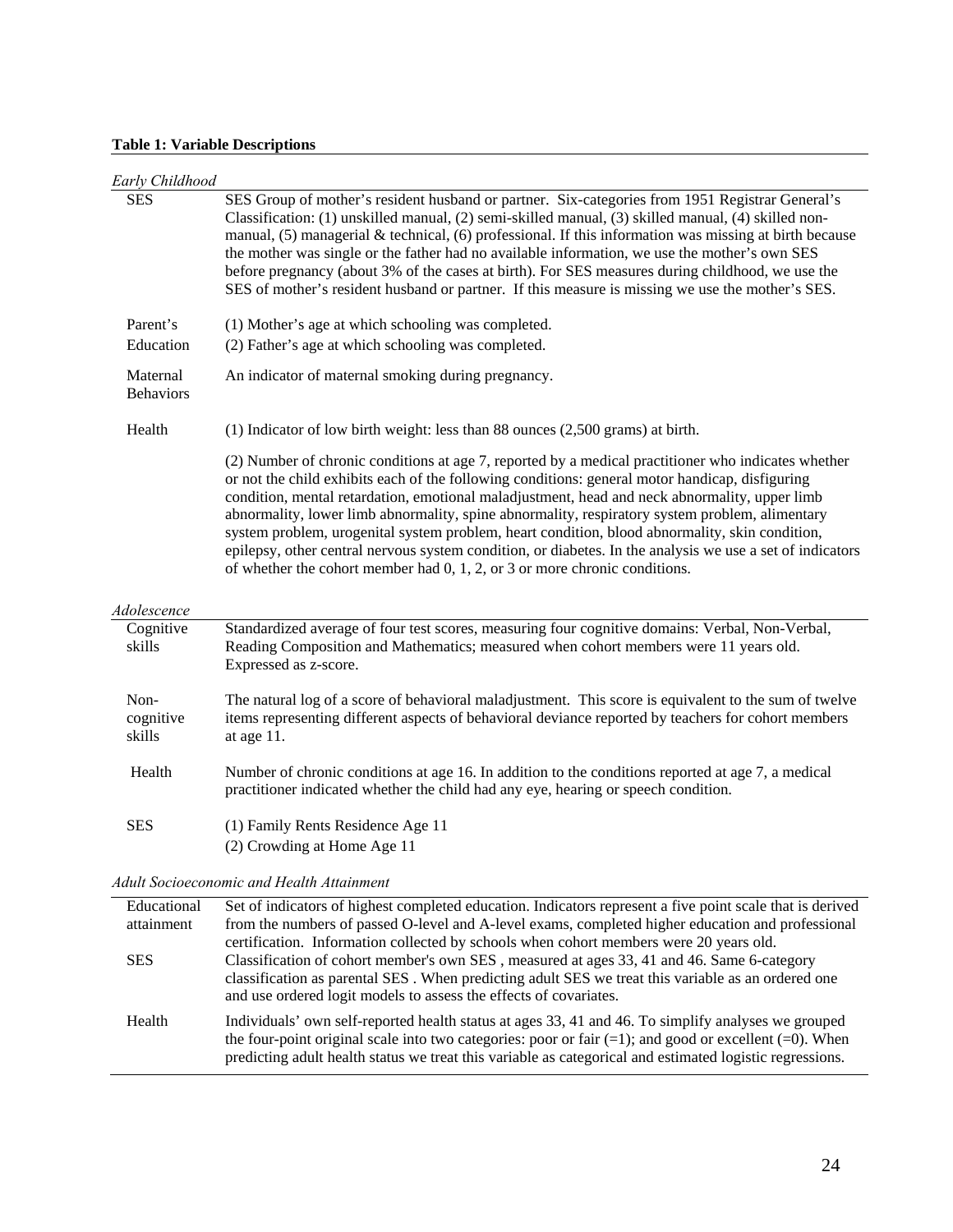**Table 1: Variable Descriptions**

| | |
|---|---|
| *Early Childhood* | |
| SES | SES Group of mother's resident husband or partner. Six-categories from 1951 Registrar General's Classification: (1) unskilled manual, (2) semi-skilled manual, (3) skilled manual, (4) skilled non-manual, (5) managerial & technical, (6) professional. If this information was missing at birth because the mother was single or the father had no available information, we use the mother's own SES before pregnancy (about 3% of the cases at birth). For SES measures during childhood, we use the SES of mother's resident husband or partner. If this measure is missing we use the mother's SES. |
| Parent's Education | (1) Mother's age at which schooling was completed.<br>(2) Father's age at which schooling was completed. |
| Maternal Behaviors | An indicator of maternal smoking during pregnancy. |
| Health | (1) Indicator of low birth weight: less than 88 ounces (2,500 grams) at birth.<br><br>(2) Number of chronic conditions at age 7, reported by a medical practitioner who indicates whether or not the child exhibits each of the following conditions: general motor handicap, disfiguring condition, mental retardation, emotional maladjustment, head and neck abnormality, upper limb abnormality, lower limb abnormality, spine abnormality, respiratory system problem, alimentary system problem, urogenital system problem, heart condition, blood abnormality, skin condition, epilepsy, other central nervous system condition, or diabetes. In the analysis we use a set of indicators of whether the cohort member had 0, 1, 2, or 3 or more chronic conditions. |
| *Adolescence* | |
| Cognitive skills | Standardized average of four test scores, measuring four cognitive domains: Verbal, Non-Verbal, Reading Composition and Mathematics; measured when cohort members were 11 years old. Expressed as z-score. |
| Non-cognitive skills | The natural log of a score of behavioral maladjustment. This score is equivalent to the sum of twelve items representing different aspects of behavioral deviance reported by teachers for cohort members at age 11. |
| Health | Number of chronic conditions at age 16. In addition to the conditions reported at age 7, a medical practitioner indicated whether the child had any eye, hearing or speech condition. |
| SES | (1) Family Rents Residence Age 11<br>(2) Crowding at Home Age 11 |
| *Adult Socioeconomic and Health Attainment* | |
| Educational attainment | Set of indicators of highest completed education. Indicators represent a five point scale that is derived from the numbers of passed O-level and A-level exams, completed higher education and professional certification. Information collected by schools when cohort members were 20 years old. |
| SES | Classification of cohort member's own SES , measured at ages 33, 41 and 46. Same 6-category classification as parental SES . When predicting adult SES we treat this variable as an ordered one and use ordered logit models to assess the effects of covariates. |
| Health | Individuals' own self-reported health status at ages 33, 41 and 46. To simplify analyses we grouped the four-point original scale into two categories: poor or fair (=1); and good or excellent (=0). When predicting adult health status we treat this variable as categorical and estimated logistic regressions. |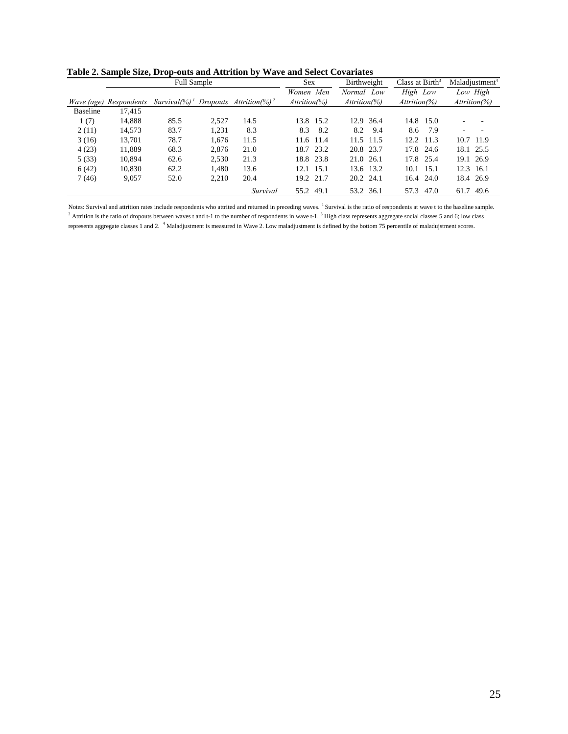**Table 2. Sample Size, Drop-outs and Attrition by Wave and Select Covariates**

| | Full Sample | | | | Sex | | Birthweight | | Class at Birth[3] | | Maladjustment[4] | |
|---|---|---|---|---|---|---|---|---|---|---|---|---|
| | | | | | *Women* | *Men* | *Normal* | *Low* | *High* | *Low* | *Low* | *High* |
| *Wave (age)* | *Respondents* | *Survival(%)* [1] | *Dropouts* | *Attrition(%)* [2] | *Attrition(%)* | | *Attrition(%)* | | *Attrition(%)* | | *Attrition(%)* | |
| Baseline | 17,415 | | | | | | | | | | | |
| 1 (7) | 14,888 | 85.5 | 2,527 | 14.5 | 13.8 | 15.2 | 12.9 | 36.4 | 14.8 | 15.0 | - | - |
| 2 (11) | 14,573 | 83.7 | 1,231 | 8.3 | 8.3 | 8.2 | 8.2 | 9.4 | 8.6 | 7.9 | - | - |
| 3 (16) | 13,701 | 78.7 | 1,676 | 11.5 | 11.6 | 11.4 | 11.5 | 11.5 | 12.2 | 11.3 | 10.7 | 11.9 |
| 4 (23) | 11,889 | 68.3 | 2,876 | 21.0 | 18.7 | 23.2 | 20.8 | 23.7 | 17.8 | 24.6 | 18.1 | 25.5 |
| 5 (33) | 10,894 | 62.6 | 2,530 | 21.3 | 18.8 | 23.8 | 21.0 | 26.1 | 17.8 | 25.4 | 19.1 | 26.9 |
| 6 (42) | 10,830 | 62.2 | 1,480 | 13.6 | 12.1 | 15.1 | 13.6 | 13.2 | 10.1 | 15.1 | 12.3 | 16.1 |
| 7 (46) | 9,057 | 52.0 | 2,210 | 20.4 | 19.2 | 21.7 | 20.2 | 24.1 | 16.4 | 24.0 | 18.4 | 26.9 |
| | | | | *Survival* | 55.2 | 49.1 | 53.2 | 36.1 | 57.3 | 47.0 | 61.7 | 49.6 |

Notes: Survival and attrition rates include respondents who attrited and returned in preceding waves. [1] Survival is the ratio of respondents at wave t to the baseline sample. [2] Attrition is the ratio of dropouts between waves t and t-1 to the number of respondents in wave t-1. [3] High class represents aggregate social classes 5 and 6; low class represents aggregate classes 1 and 2. [4] Maladjustment is measured in Wave 2. Low maladjustment is defined by the bottom 75 percentile of maladujstment scores.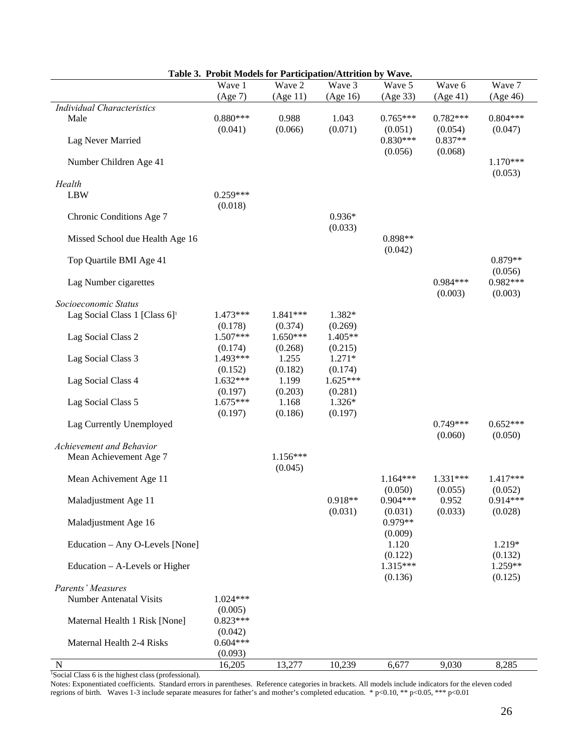**Table 3. Probit Models for Participation/Attrition by Wave.**

| | Wave 1 (Age 7) | Wave 2 (Age 11) | Wave 3 (Age 16) | Wave 5 (Age 33) | Wave 6 (Age 41) | Wave 7 (Age 46) |
|---|---|---|---|---|---|---|
| *Individual Characteristics* | | | | | | |
| Male | 0.880*** | 0.988 | 1.043 | 0.765*** | 0.782*** | 0.804*** |
| | (0.041) | (0.066) | (0.071) | (0.051) | (0.054) | (0.047) |
| Lag Never Married | | | | 0.830*** | 0.837** | |
| | | | | (0.056) | (0.068) | |
| Number Children Age 41 | | | | | | 1.170*** |
| | | | | | | (0.053) |
| *Health* | | | | | | |
| LBW | 0.259*** | | | | | |
| | (0.018) | | | | | |
| Chronic Conditions Age 7 | | | 0.936* | | | |
| | | | (0.033) | | | |
| Missed School due Health Age 16 | | | | 0.898** | | |
| | | | | (0.042) | | |
| Top Quartile BMI Age 41 | | | | | | 0.879** |
| | | | | | | (0.056) |
| Lag Number cigarettes | | | | | 0.984*** | 0.982*** |
| | | | | | (0.003) | (0.003) |
| *Socioeconomic Status* | | | | | | |
| Lag Social Class 1 [Class 6][1] | 1.473*** | 1.841*** | 1.382* | | | |
| | (0.178) | (0.374) | (0.269) | | | |
| Lag Social Class 2 | 1.507*** | 1.650*** | 1.405** | | | |
| | (0.174) | (0.268) | (0.215) | | | |
| Lag Social Class 3 | 1.493*** | 1.255 | 1.271* | | | |
| | (0.152) | (0.182) | (0.174) | | | |
| Lag Social Class 4 | 1.632*** | 1.199 | 1.625*** | | | |
| | (0.197) | (0.203) | (0.281) | | | |
| Lag Social Class 5 | 1.675*** | 1.168 | 1.326* | | | |
| | (0.197) | (0.186) | (0.197) | | | |
| Lag Currently Unemployed | | | | | 0.749*** | 0.652*** |
| | | | | | (0.060) | (0.050) |
| *Achievement and Behavior* | | | | | | |
| Mean Achievement Age 7 | | 1.156*** | | | | |
| | | (0.045) | | | | |
| Mean Achivement Age 11 | | | | 1.164*** | 1.331*** | 1.417*** |
| | | | | (0.050) | (0.055) | (0.052) |
| Maladjustment Age 11 | | | 0.918** | 0.904*** | 0.952 | 0.914*** |
| | | | (0.031) | (0.031) | (0.033) | (0.028) |
| Maladjustment Age 16 | | | | 0.979** | | |
| | | | | (0.009) | | |
| Education – Any O-Levels [None] | | | | 1.120 | | 1.219* |
| | | | | (0.122) | | (0.132) |
| Education – A-Levels or Higher | | | | 1.315*** | | 1.259** |
| | | | | (0.136) | | (0.125) |
| *Parents' Measures* | | | | | | |
| Number Antenatal Visits | 1.024*** | | | | | |
| | (0.005) | | | | | |
| Maternal Health 1 Risk [None] | 0.823*** | | | | | |
| | (0.042) | | | | | |
| Maternal Health 2-4 Risks | 0.604*** | | | | | |
| | (0.093) | | | | | |
| N | 16,205 | 13,277 | 10,239 | 6,677 | 9,030 | 8,285 |

[1]Social Class 6 is the highest class (professional).

Notes: Exponentiated coefficients. Standard errors in parentheses. Reference categories in brackets. All models include indicators for the eleven coded regrions of birth. Waves 1-3 include separate measures for father's and mother's completed education. * p<0.10, ** p<0.05, *** p<0.01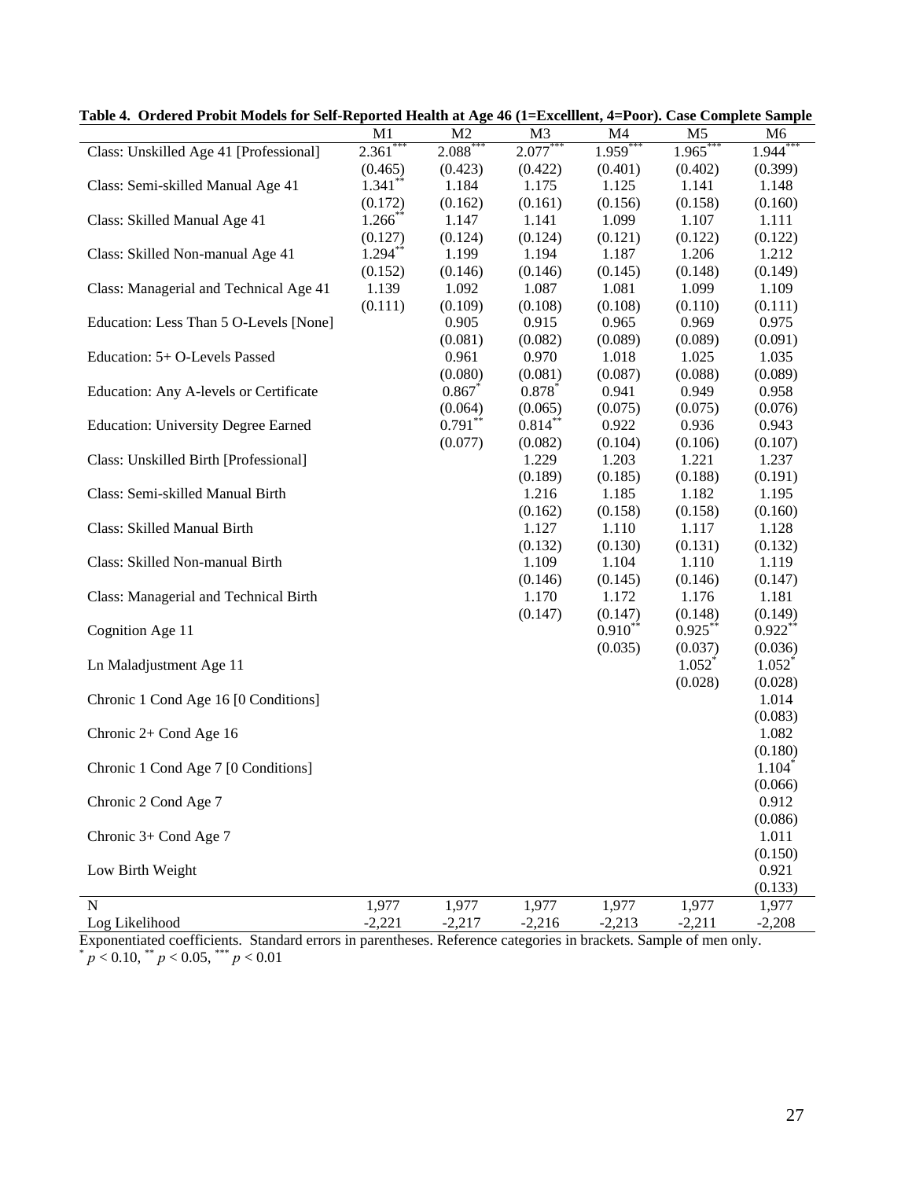**Table 4. Ordered Probit Models for Self-Reported Health at Age 46 (1=Excelllent, 4=Poor). Case Complete Sample**

| | M1 | M2 | M3 | M4 | M5 | M6 |
|---|---|---|---|---|---|---|
| Class: Unskilled Age 41 [Professional] | 2.361*** | 2.088*** | 2.077*** | 1.959*** | 1.965*** | 1.944*** |
| | (0.465) | (0.423) | (0.422) | (0.401) | (0.402) | (0.399) |
| Class: Semi-skilled Manual Age 41 | 1.341** | 1.184 | 1.175 | 1.125 | 1.141 | 1.148 |
| | (0.172) | (0.162) | (0.161) | (0.156) | (0.158) | (0.160) |
| Class: Skilled Manual Age 41 | 1.266** | 1.147 | 1.141 | 1.099 | 1.107 | 1.111 |
| | (0.127) | (0.124) | (0.124) | (0.121) | (0.122) | (0.122) |
| Class: Skilled Non-manual Age 41 | 1.294** | 1.199 | 1.194 | 1.187 | 1.206 | 1.212 |
| | (0.152) | (0.146) | (0.146) | (0.145) | (0.148) | (0.149) |
| Class: Managerial and Technical Age 41 | 1.139 | 1.092 | 1.087 | 1.081 | 1.099 | 1.109 |
| | (0.111) | (0.109) | (0.108) | (0.108) | (0.110) | (0.111) |
| Education: Less Than 5 O-Levels [None] | | 0.905 | 0.915 | 0.965 | 0.969 | 0.975 |
| | | (0.081) | (0.082) | (0.089) | (0.089) | (0.091) |
| Education: 5+ O-Levels Passed | | 0.961 | 0.970 | 1.018 | 1.025 | 1.035 |
| | | (0.080) | (0.081) | (0.087) | (0.088) | (0.089) |
| Education: Any A-levels or Certificate | | 0.867* | 0.878* | 0.941 | 0.949 | 0.958 |
| | | (0.064) | (0.065) | (0.075) | (0.075) | (0.076) |
| Education: University Degree Earned | | 0.791** | 0.814** | 0.922 | 0.936 | 0.943 |
| | | (0.077) | (0.082) | (0.104) | (0.106) | (0.107) |
| Class: Unskilled Birth [Professional] | | | 1.229 | 1.203 | 1.221 | 1.237 |
| | | | (0.189) | (0.185) | (0.188) | (0.191) |
| Class: Semi-skilled Manual Birth | | | 1.216 | 1.185 | 1.182 | 1.195 |
| | | | (0.162) | (0.158) | (0.158) | (0.160) |
| Class: Skilled Manual Birth | | | 1.127 | 1.110 | 1.117 | 1.128 |
| | | | (0.132) | (0.130) | (0.131) | (0.132) |
| Class: Skilled Non-manual Birth | | | 1.109 | 1.104 | 1.110 | 1.119 |
| | | | (0.146) | (0.145) | (0.146) | (0.147) |
| Class: Managerial and Technical Birth | | | 1.170 | 1.172 | 1.176 | 1.181 |
| | | | (0.147) | (0.147) | (0.148) | (0.149) |
| Cognition Age 11 | | | | 0.910** | 0.925** | 0.922** |
| | | | | (0.035) | (0.037) | (0.036) |
| Ln Maladjustment Age 11 | | | | | 1.052* | 1.052* |
| | | | | | (0.028) | (0.028) |
| Chronic 1 Cond Age 16 [0 Conditions] | | | | | | 1.014 |
| | | | | | | (0.083) |
| Chronic 2+ Cond Age 16 | | | | | | 1.082 |
| | | | | | | (0.180) |
| Chronic 1 Cond Age 7 [0 Conditions] | | | | | | 1.104* |
| | | | | | | (0.066) |
| Chronic 2 Cond Age 7 | | | | | | 0.912 |
| | | | | | | (0.086) |
| Chronic 3+ Cond Age 7 | | | | | | 1.011 |
| | | | | | | (0.150) |
| Low Birth Weight | | | | | | 0.921 |
| | | | | | | (0.133) |
| N | 1,977 | 1,977 | 1,977 | 1,977 | 1,977 | 1,977 |
| Log Likelihood | -2,221 | -2,217 | -2,216 | -2,213 | -2,211 | -2,208 |

Exponentiated coefficients. Standard errors in parentheses. Reference categories in brackets. Sample of men only.
* $p < 0.10$, ** $p < 0.05$, *** $p < 0.01$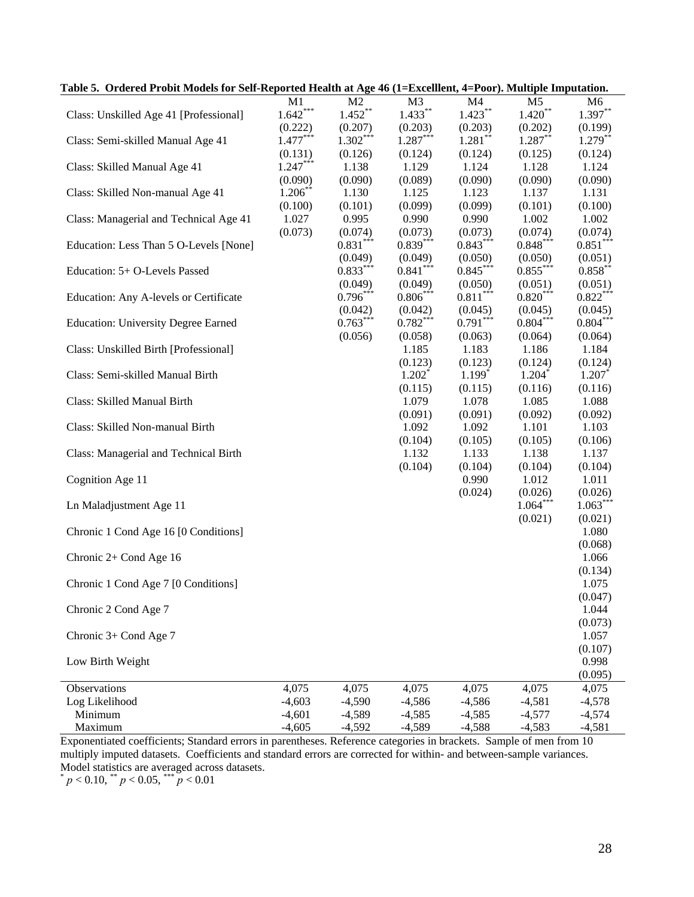**Table 5. Ordered Probit Models for Self-Reported Health at Age 46 (1=Excelllent, 4=Poor). Multiple Imputation.**

| | M1 | M2 | M3 | M4 | M5 | M6 |
|---|---|---|---|---|---|---|
| Class: Unskilled Age 41 [Professional] | 1.642*** | 1.452** | 1.433** | 1.423** | 1.420** | 1.397** |
| | (0.222) | (0.207) | (0.203) | (0.203) | (0.202) | (0.199) |
| Class: Semi-skilled Manual Age 41 | 1.477*** | 1.302*** | 1.287*** | 1.281** | 1.287** | 1.279** |
| | (0.131) | (0.126) | (0.124) | (0.124) | (0.125) | (0.124) |
| Class: Skilled Manual Age 41 | 1.247*** | 1.138 | 1.129 | 1.124 | 1.128 | 1.124 |
| | (0.090) | (0.090) | (0.089) | (0.090) | (0.090) | (0.090) |
| Class: Skilled Non-manual Age 41 | 1.206** | 1.130 | 1.125 | 1.123 | 1.137 | 1.131 |
| | (0.100) | (0.101) | (0.099) | (0.099) | (0.101) | (0.100) |
| Class: Managerial and Technical Age 41 | 1.027 | 0.995 | 0.990 | 0.990 | 1.002 | 1.002 |
| | (0.073) | (0.074) | (0.073) | (0.073) | (0.074) | (0.074) |
| Education: Less Than 5 O-Levels [None] | | 0.831*** | 0.839*** | 0.843*** | 0.848*** | 0.851*** |
| | | (0.049) | (0.049) | (0.050) | (0.050) | (0.051) |
| Education: 5+ O-Levels Passed | | 0.833*** | 0.841*** | 0.845*** | 0.855*** | 0.858** |
| | | (0.049) | (0.049) | (0.050) | (0.051) | (0.051) |
| Education: Any A-levels or Certificate | | 0.796*** | 0.806*** | 0.811*** | 0.820*** | 0.822*** |
| | | (0.042) | (0.042) | (0.045) | (0.045) | (0.045) |
| Education: University Degree Earned | | 0.763*** | 0.782*** | 0.791*** | 0.804*** | 0.804*** |
| | | (0.056) | (0.058) | (0.063) | (0.064) | (0.064) |
| Class: Unskilled Birth [Professional] | | | 1.185 | 1.183 | 1.186 | 1.184 |
| | | | (0.123) | (0.123) | (0.124) | (0.124) |
| Class: Semi-skilled Manual Birth | | | 1.202* | 1.199* | 1.204* | 1.207* |
| | | | (0.115) | (0.115) | (0.116) | (0.116) |
| Class: Skilled Manual Birth | | | 1.079 | 1.078 | 1.085 | 1.088 |
| | | | (0.091) | (0.091) | (0.092) | (0.092) |
| Class: Skilled Non-manual Birth | | | 1.092 | 1.092 | 1.101 | 1.103 |
| | | | (0.104) | (0.105) | (0.105) | (0.106) |
| Class: Managerial and Technical Birth | | | 1.132 | 1.133 | 1.138 | 1.137 |
| | | | (0.104) | (0.104) | (0.104) | (0.104) |
| Cognition Age 11 | | | | 0.990 | 1.012 | 1.011 |
| | | | | (0.024) | (0.026) | (0.026) |
| Ln Maladjustment Age 11 | | | | | 1.064*** | 1.063*** |
| | | | | | (0.021) | (0.021) |
| Chronic 1 Cond Age 16 [0 Conditions] | | | | | | 1.080 |
| | | | | | | (0.068) |
| Chronic 2+ Cond Age 16 | | | | | | 1.066 |
| | | | | | | (0.134) |
| Chronic 1 Cond Age 7 [0 Conditions] | | | | | | 1.075 |
| | | | | | | (0.047) |
| Chronic 2 Cond Age 7 | | | | | | 1.044 |
| | | | | | | (0.073) |
| Chronic 3+ Cond Age 7 | | | | | | 1.057 |
| | | | | | | (0.107) |
| Low Birth Weight | | | | | | 0.998 |
| | | | | | | (0.095) |
| Observations | 4,075 | 4,075 | 4,075 | 4,075 | 4,075 | 4,075 |
| Log Likelihood | -4,603 | -4,590 | -4,586 | -4,586 | -4,581 | -4,578 |
| Minimum | -4,601 | -4,589 | -4,585 | -4,585 | -4,577 | -4,574 |
| Maximum | -4,605 | -4,592 | -4,589 | -4,588 | -4,583 | -4,581 |

Exponentiated coefficients; Standard errors in parentheses. Reference categories in brackets. Sample of men from 10 multiply imputed datasets. Coefficients and standard errors are corrected for within- and between-sample variances. Model statistics are averaged across datasets.

\* $p < 0.10$, \*\* $p < 0.05$, \*\*\* $p < 0.01$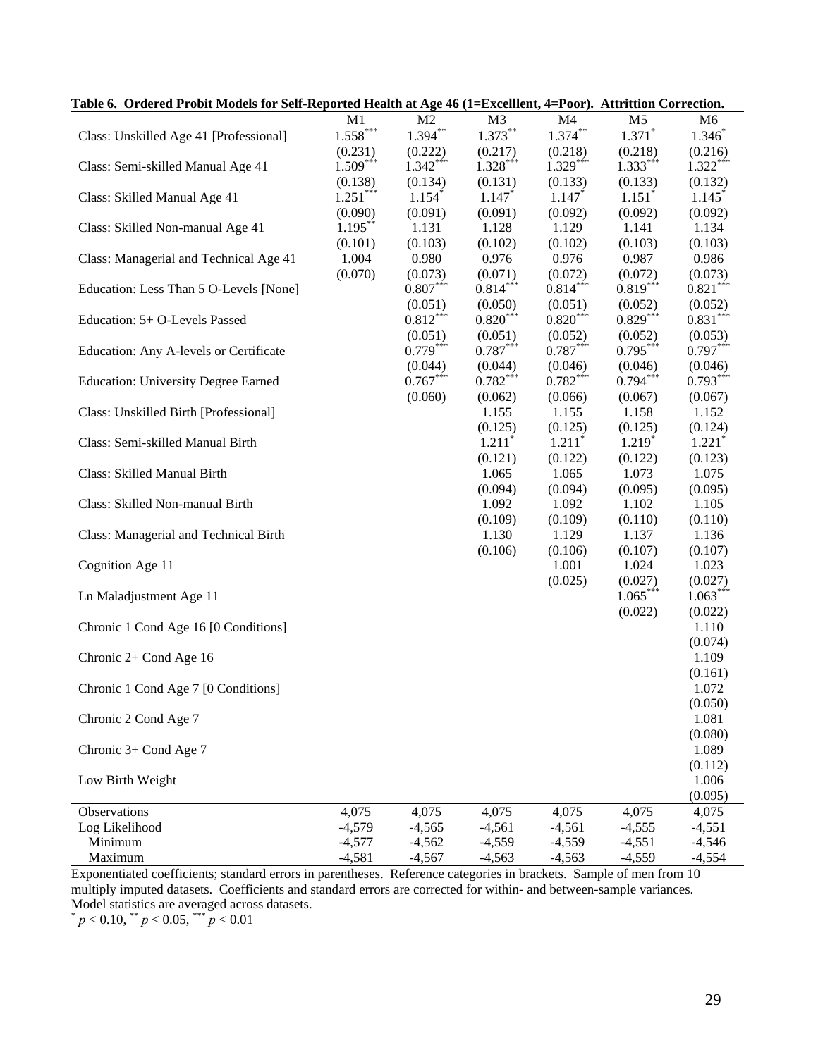**Table 6. Ordered Probit Models for Self-Reported Health at Age 46 (1=Excelllent, 4=Poor). Attritition Correction.**

| | M1 | M2 | M3 | M4 | M5 | M6 |
|---|---|---|---|---|---|---|
| Class: Unskilled Age 41 [Professional] | 1.558*** | 1.394** | 1.373** | 1.374** | 1.371* | 1.346* |
| | (0.231) | (0.222) | (0.217) | (0.218) | (0.218) | (0.216) |
| Class: Semi-skilled Manual Age 41 | 1.509*** | 1.342*** | 1.328*** | 1.329*** | 1.333*** | 1.322*** |
| | (0.138) | (0.134) | (0.131) | (0.133) | (0.133) | (0.132) |
| Class: Skilled Manual Age 41 | 1.251*** | 1.154* | 1.147* | 1.147* | 1.151* | 1.145* |
| | (0.090) | (0.091) | (0.091) | (0.092) | (0.092) | (0.092) |
| Class: Skilled Non-manual Age 41 | 1.195** | 1.131 | 1.128 | 1.129 | 1.141 | 1.134 |
| | (0.101) | (0.103) | (0.102) | (0.102) | (0.103) | (0.103) |
| Class: Managerial and Technical Age 41 | 1.004 | 0.980 | 0.976 | 0.976 | 0.987 | 0.986 |
| | (0.070) | (0.073) | (0.071) | (0.072) | (0.072) | (0.073) |
| Education: Less Than 5 O-Levels [None] | | 0.807*** | 0.814*** | 0.814*** | 0.819*** | 0.821*** |
| | | (0.051) | (0.050) | (0.051) | (0.052) | (0.052) |
| Education: 5+ O-Levels Passed | | 0.812*** | 0.820*** | 0.820*** | 0.829*** | 0.831*** |
| | | (0.051) | (0.051) | (0.052) | (0.052) | (0.053) |
| Education: Any A-levels or Certificate | | 0.779*** | 0.787*** | 0.787*** | 0.795*** | 0.797*** |
| | | (0.044) | (0.044) | (0.046) | (0.046) | (0.046) |
| Education: University Degree Earned | | 0.767*** | 0.782*** | 0.782*** | 0.794*** | 0.793*** |
| | | (0.060) | (0.062) | (0.066) | (0.067) | (0.067) |
| Class: Unskilled Birth [Professional] | | | 1.155 | 1.155 | 1.158 | 1.152 |
| | | | (0.125) | (0.125) | (0.125) | (0.124) |
| Class: Semi-skilled Manual Birth | | | 1.211* | 1.211* | 1.219* | 1.221* |
| | | | (0.121) | (0.122) | (0.122) | (0.123) |
| Class: Skilled Manual Birth | | | 1.065 | 1.065 | 1.073 | 1.075 |
| | | | (0.094) | (0.094) | (0.095) | (0.095) |
| Class: Skilled Non-manual Birth | | | 1.092 | 1.092 | 1.102 | 1.105 |
| | | | (0.109) | (0.109) | (0.110) | (0.110) |
| Class: Managerial and Technical Birth | | | 1.130 | 1.129 | 1.137 | 1.136 |
| | | | (0.106) | (0.106) | (0.107) | (0.107) |
| Cognition Age 11 | | | | 1.001 | 1.024 | 1.023 |
| | | | | (0.025) | (0.027) | (0.027) |
| Ln Maladjustment Age 11 | | | | | 1.065*** | 1.063*** |
| | | | | | (0.022) | (0.022) |
| Chronic 1 Cond Age 16 [0 Conditions] | | | | | | 1.110 |
| | | | | | | (0.074) |
| Chronic 2+ Cond Age 16 | | | | | | 1.109 |
| | | | | | | (0.161) |
| Chronic 1 Cond Age 7 [0 Conditions] | | | | | | 1.072 |
| | | | | | | (0.050) |
| Chronic 2 Cond Age 7 | | | | | | 1.081 |
| | | | | | | (0.080) |
| Chronic 3+ Cond Age 7 | | | | | | 1.089 |
| | | | | | | (0.112) |
| Low Birth Weight | | | | | | 1.006 |
| | | | | | | (0.095) |
| Observations | 4,075 | 4,075 | 4,075 | 4,075 | 4,075 | 4,075 |
| Log Likelihood | -4,579 | -4,565 | -4,561 | -4,561 | -4,555 | -4,551 |
| Minimum | -4,577 | -4,562 | -4,559 | -4,559 | -4,551 | -4,546 |
| Maximum | -4,581 | -4,567 | -4,563 | -4,563 | -4,559 | -4,554 |

Exponentiated coefficients; standard errors in parentheses. Reference categories in brackets. Sample of men from 10 multiply imputed datasets. Coefficients and standard errors are corrected for within- and between-sample variances. Model statistics are averaged across datasets.

* $p < 0.10$, ** $p < 0.05$, *** $p < 0.01$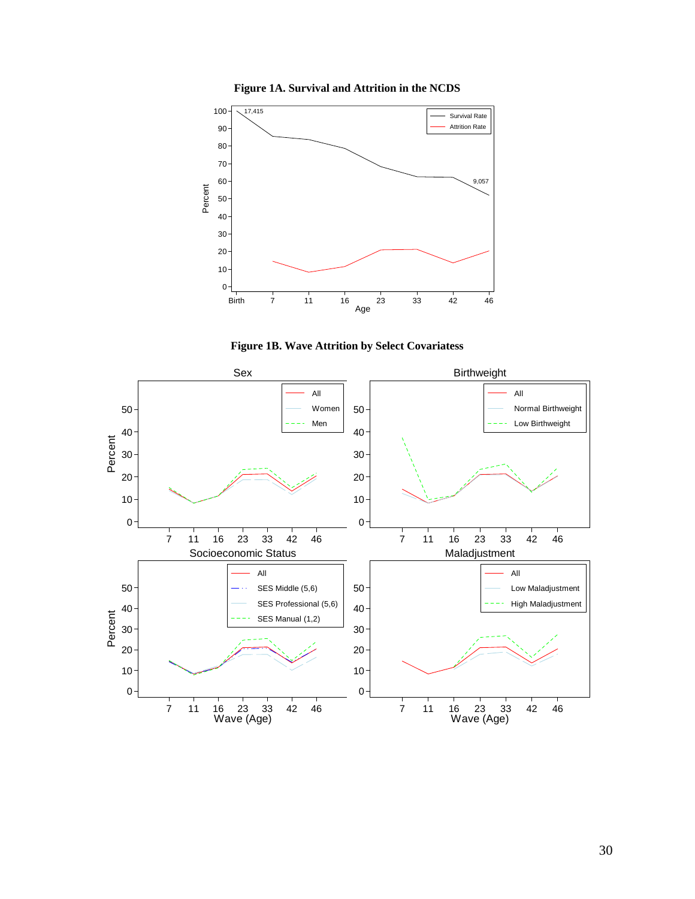**Figure 1A. Survival and Attrition in the NCDS**

**Figure 1B. Wave Attrition by Select Covariatess**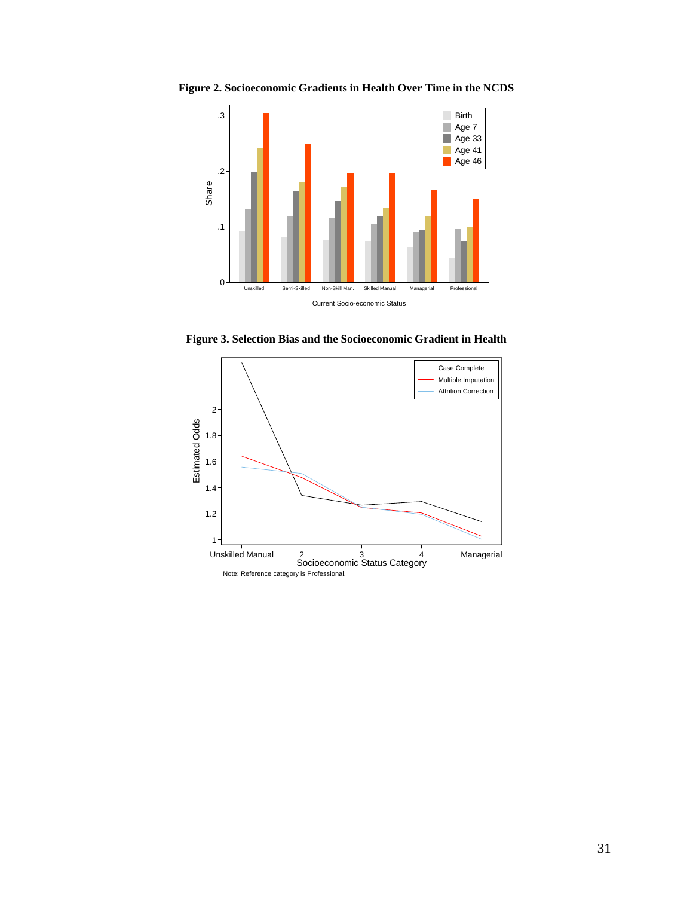**Figure 2. Socioeconomic Gradients in Health Over Time in the NCDS**

**Figure 3. Selection Bias and the Socioeconomic Gradient in Health**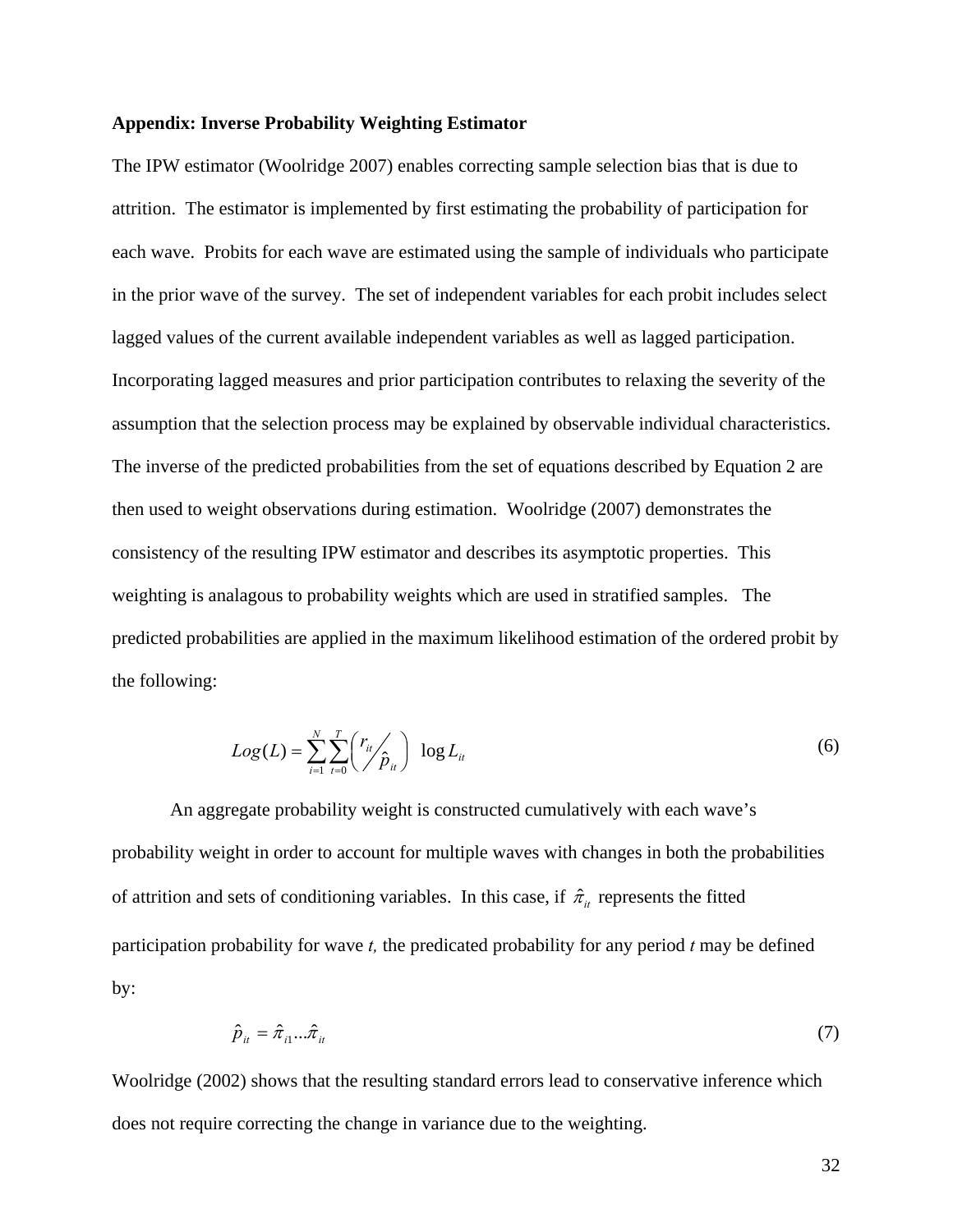**Appendix: Inverse Probability Weighting Estimator**

The IPW estimator (Woolridge 2007) enables correcting sample selection bias that is due to attrition. The estimator is implemented by first estimating the probability of participation for each wave. Probits for each wave are estimated using the sample of individuals who participate in the prior wave of the survey. The set of independent variables for each probit includes select lagged values of the current available independent variables as well as lagged participation. Incorporating lagged measures and prior participation contributes to relaxing the severity of the assumption that the selection process may be explained by observable individual characteristics. The inverse of the predicted probabilities from the set of equations described by Equation 2 are then used to weight observations during estimation. Woolridge (2007) demonstrates the consistency of the resulting IPW estimator and describes its asymptotic properties. This weighting is analagous to probability weights which are used in stratified samples. The predicted probabilities are applied in the maximum likelihood estimation of the ordered probit by the following:

$$Log(L) = \sum_{i=1}^{N} \sum_{t=0}^{T} \left( r_{it} / \hat{p}_{it} \right) \log L_{it} \tag{6}$$

An aggregate probability weight is constructed cumulatively with each wave's probability weight in order to account for multiple waves with changes in both the probabilities of attrition and sets of conditioning variables. In this case, if $\hat{\pi}_{it}$ represents the fitted participation probability for wave *t,* the predicated probability for any period *t* may be defined by:

$$\hat{p}_{it} = \hat{\pi}_{i1} ... \hat{\pi}_{it} \tag{7}$$

Woolridge (2002) shows that the resulting standard errors lead to conservative inference which does not require correcting the change in variance due to the weighting.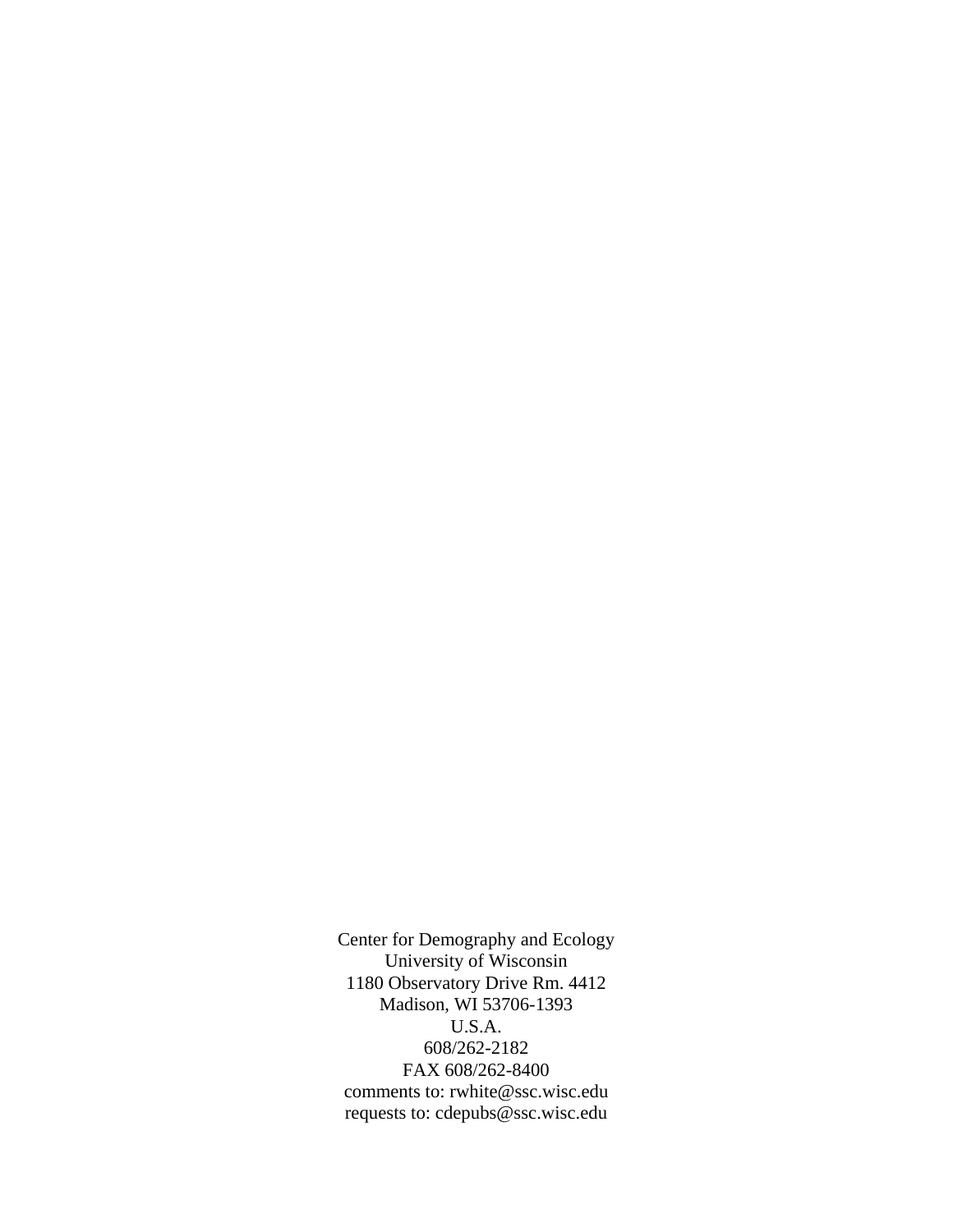Center for Demography and Ecology
University of Wisconsin
1180 Observatory Drive Rm. 4412
Madison, WI 53706-1393
U.S.A.
608/262-2182
FAX 608/262-8400
comments to: rwhite@ssc.wisc.edu
requests to: cdepubs@ssc.wisc.edu